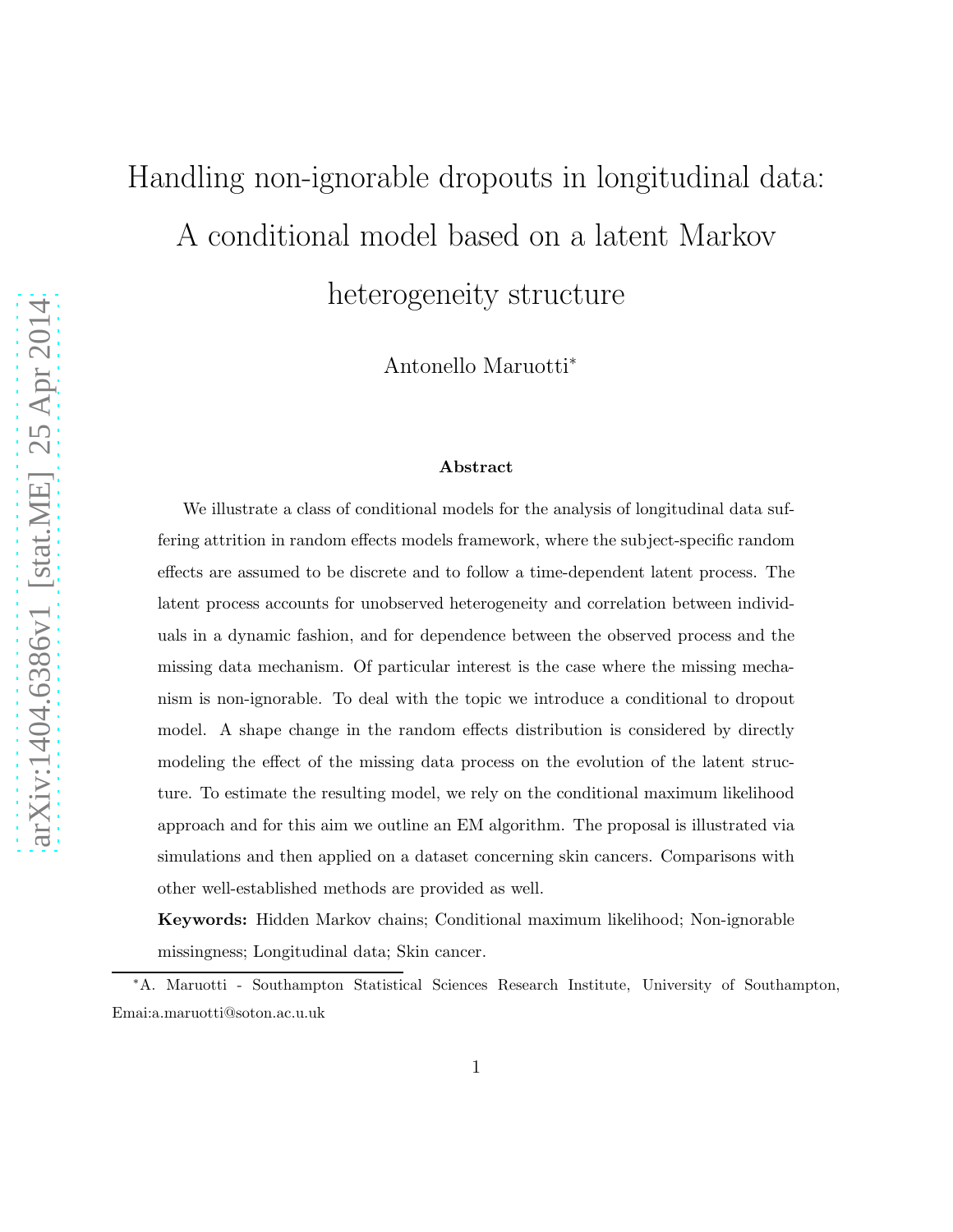# Handling non-ignorable dropouts in longitudinal data: A conditional model based on a latent Markov heterogeneity structure

Antonello Maruotti*

### Abstract

We illustrate a class of conditional models for the analysis of longitudinal data suffering attrition in random effects models framework, where the subject-specific random effects are assumed to be discrete and to follow a time-dependent latent process. The latent process accounts for unobserved heterogeneity and correlation between individuals in a dynamic fashion, and for dependence between the observed process and the missing data mechanism. Of particular interest is the case where the missing mechanism is non-ignorable. To deal with the topic we introduce a conditional to dropout model. A shape change in the random effects distribution is considered by directly modeling the effect of the missing data process on the evolution of the latent structure. To estimate the resulting model, we rely on the conditional maximum likelihood approach and for this aim we outline an EM algorithm. The proposal is illustrated via simulations and then applied on a dataset concerning skin cancers. Comparisons with other well-established methods are provided as well.

**Keywords:** Hidden Markov chains; Conditional maximum likelihood; Non-ignorable missingness; Longitudinal data; Skin cancer.

*A. Maruotti - Southampton Statistical Sciences Research Institute, University of Southampton, Emai:a.maruotti@soton.ac.u.uk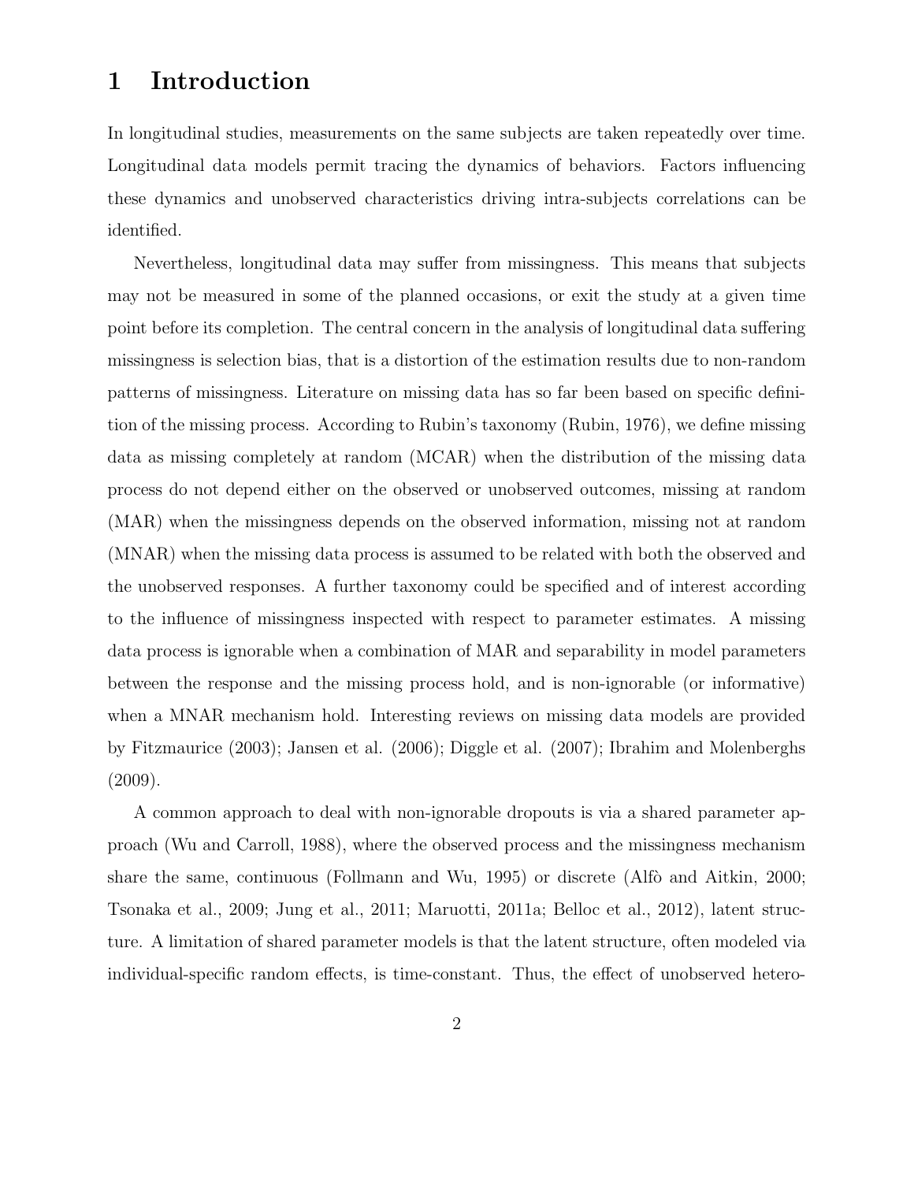# 1 Introduction

In longitudinal studies, measurements on the same subjects are taken repeatedly over time. Longitudinal data models permit tracing the dynamics of behaviors. Factors influencing these dynamics and unobserved characteristics driving intra-subjects correlations can be identified.

Nevertheless, longitudinal data may suffer from missingness. This means that subjects may not be measured in some of the planned occasions, or exit the study at a given time point before its completion. The central concern in the analysis of longitudinal data suffering missingness is selection bias, that is a distortion of the estimation results due to non-random patterns of missingness. Literature on missing data has so far been based on specific definition of the missing process. According to Rubin's taxonomy (Rubin, 1976), we define missing data as missing completely at random (MCAR) when the distribution of the missing data process do not depend either on the observed or unobserved outcomes, missing at random (MAR) when the missingness depends on the observed information, missing not at random (MNAR) when the missing data process is assumed to be related with both the observed and the unobserved responses. A further taxonomy could be specified and of interest according to the influence of missingness inspected with respect to parameter estimates. A missing data process is ignorable when a combination of MAR and separability in model parameters between the response and the missing process hold, and is non-ignorable (or informative) when a MNAR mechanism hold. Interesting reviews on missing data models are provided by Fitzmaurice (2003); Jansen et al. (2006); Diggle et al. (2007); Ibrahim and Molenberghs (2009).

A common approach to deal with non-ignorable dropouts is via a shared parameter approach (Wu and Carroll, 1988), where the observed process and the missingness mechanism share the same, continuous (Follmann and Wu, 1995) or discrete (Alfò and Aitkin, 2000; Tsonaka et al., 2009; Jung et al., 2011; Maruotti, 2011a; Belloc et al., 2012), latent structure. A limitation of shared parameter models is that the latent structure, often modeled via individual-specific random effects, is time-constant. Thus, the effect of unobserved hetero-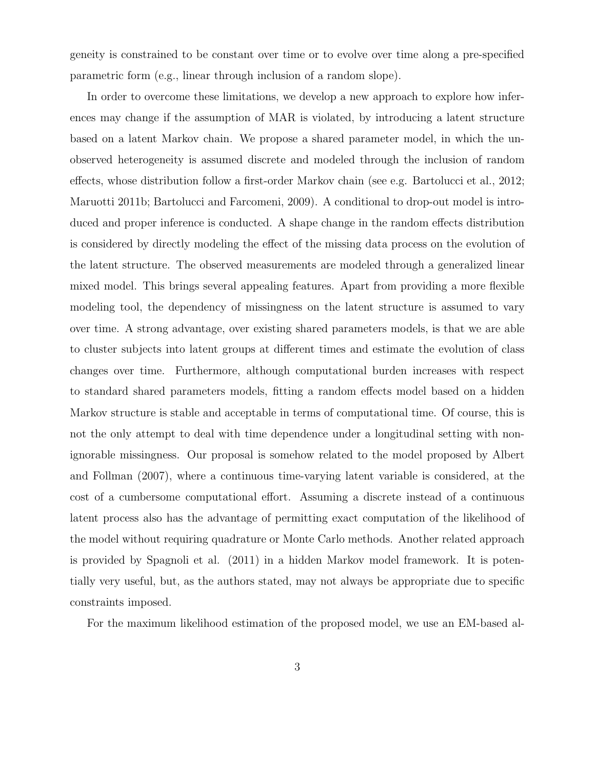geneity is constrained to be constant over time or to evolve over time along a pre-specified parametric form (e.g., linear through inclusion of a random slope).

In order to overcome these limitations, we develop a new approach to explore how inferences may change if the assumption of MAR is violated, by introducing a latent structure based on a latent Markov chain. We propose a shared parameter model, in which the unobserved heterogeneity is assumed discrete and modeled through the inclusion of random effects, whose distribution follow a first-order Markov chain (see e.g. Bartolucci et al., 2012; Maruotti 2011b; Bartolucci and Farcomeni, 2009). A conditional to drop-out model is introduced and proper inference is conducted. A shape change in the random effects distribution is considered by directly modeling the effect of the missing data process on the evolution of the latent structure. The observed measurements are modeled through a generalized linear mixed model. This brings several appealing features. Apart from providing a more flexible modeling tool, the dependency of missingness on the latent structure is assumed to vary over time. A strong advantage, over existing shared parameters models, is that we are able to cluster subjects into latent groups at different times and estimate the evolution of class changes over time. Furthermore, although computational burden increases with respect to standard shared parameters models, fitting a random effects model based on a hidden Markov structure is stable and acceptable in terms of computational time. Of course, this is not the only attempt to deal with time dependence under a longitudinal setting with non-ignorable missingness. Our proposal is somehow related to the model proposed by Albert and Follman (2007), where a continuous time-varying latent variable is considered, at the cost of a cumbersome computational effort. Assuming a discrete instead of a continuous latent process also has the advantage of permitting exact computation of the likelihood of the model without requiring quadrature or Monte Carlo methods. Another related approach is provided by Spagnoli et al. (2011) in a hidden Markov model framework. It is potentially very useful, but, as the authors stated, may not always be appropriate due to specific constraints imposed.

For the maximum likelihood estimation of the proposed model, we use an EM-based al-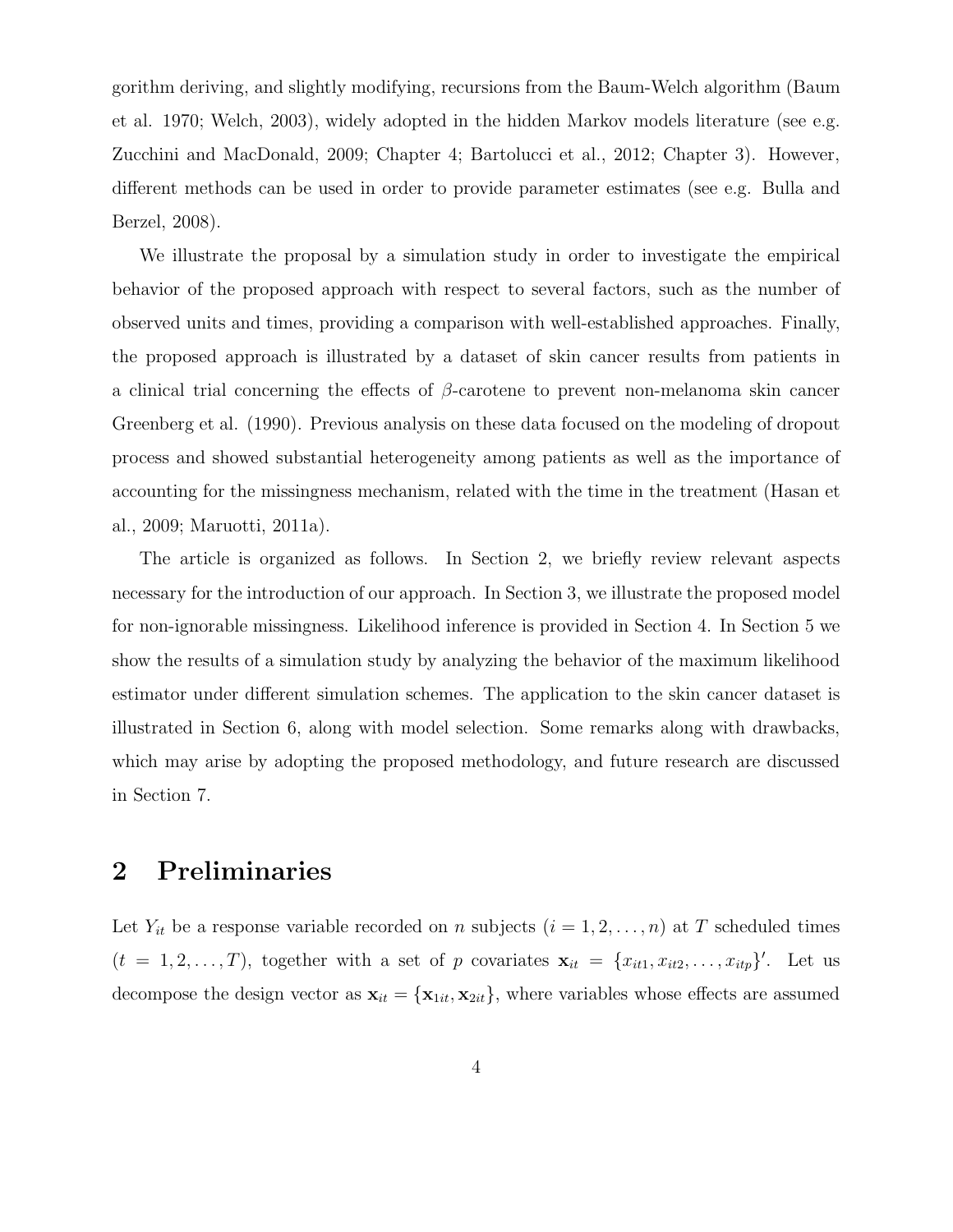gorithm deriving, and slightly modifying, recursions from the Baum-Welch algorithm (Baum et al. 1970; Welch, 2003), widely adopted in the hidden Markov models literature (see e.g. Zucchini and MacDonald, 2009; Chapter 4; Bartolucci et al., 2012; Chapter 3). However, different methods can be used in order to provide parameter estimates (see e.g. Bulla and Berzel, 2008).

We illustrate the proposal by a simulation study in order to investigate the empirical behavior of the proposed approach with respect to several factors, such as the number of observed units and times, providing a comparison with well-established approaches. Finally, the proposed approach is illustrated by a dataset of skin cancer results from patients in a clinical trial concerning the effects of $\beta$-carotene to prevent non-melanoma skin cancer Greenberg et al. (1990). Previous analysis on these data focused on the modeling of dropout process and showed substantial heterogeneity among patients as well as the importance of accounting for the missingness mechanism, related with the time in the treatment (Hasan et al., 2009; Maruotti, 2011a).

The article is organized as follows. In Section 2, we briefly review relevant aspects necessary for the introduction of our approach. In Section 3, we illustrate the proposed model for non-ignorable missingness. Likelihood inference is provided in Section 4. In Section 5 we show the results of a simulation study by analyzing the behavior of the maximum likelihood estimator under different simulation schemes. The application to the skin cancer dataset is illustrated in Section 6, along with model selection. Some remarks along with drawbacks, which may arise by adopting the proposed methodology, and future research are discussed in Section 7.

# 2 Preliminaries

Let $Y_{it}$ be a response variable recorded on $n$ subjects ($i = 1, 2, \ldots, n$) at $T$ scheduled times ($t = 1, 2, \ldots, T$), together with a set of $p$ covariates $\mathbf{x}_{it} = \{x_{it1}, x_{it2}, \ldots, x_{itp}\}'$. Let us decompose the design vector as $\mathbf{x}_{it} = \{\mathbf{x}_{1it}, \mathbf{x}_{2it}\}$, where variables whose effects are assumed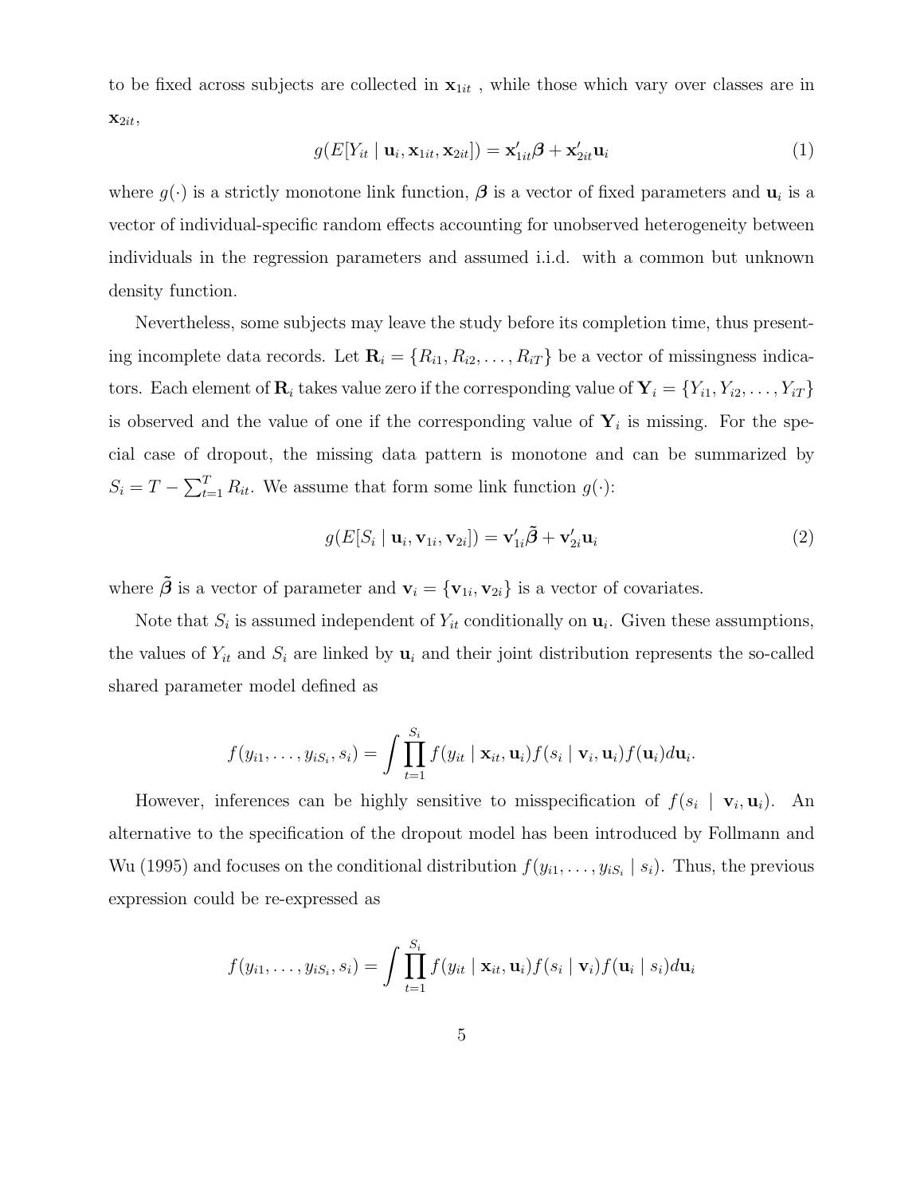to be fixed across subjects are collected in $\mathbf{x}_{1it}$ , while those which vary over classes are in $\mathbf{x}_{2it}$,

$$g(E[Y_{it} \mid \mathbf{u}_i, \mathbf{x}_{1it}, \mathbf{x}_{2it}]) = \mathbf{x}'_{1it}\boldsymbol{\beta} + \mathbf{x}'_{2it}\mathbf{u}_i \tag{1}$$

where $g(\cdot)$ is a strictly monotone link function, $\boldsymbol{\beta}$ is a vector of fixed parameters and $\mathbf{u}_i$ is a vector of individual-specific random effects accounting for unobserved heterogeneity between individuals in the regression parameters and assumed i.i.d. with a common but unknown density function.

Nevertheless, some subjects may leave the study before its completion time, thus presenting incomplete data records. Let $\mathbf{R}_i = \{R_{i1}, R_{i2}, \ldots, R_{iT}\}$ be a vector of missingness indicators. Each element of $\mathbf{R}_i$ takes value zero if the corresponding value of $\mathbf{Y}_i = \{Y_{i1}, Y_{i2}, \ldots, Y_{iT}\}$ is observed and the value of one if the corresponding value of $\mathbf{Y}_i$ is missing. For the special case of dropout, the missing data pattern is monotone and can be summarized by $S_i = T - \sum_{t=1}^{T} R_{it}$. We assume that form some link function $g(\cdot)$:

$$g(E[S_i \mid \mathbf{u}_i, \mathbf{v}_{1i}, \mathbf{v}_{2i}]) = \mathbf{v}'_{1i}\tilde{\boldsymbol{\beta}} + \mathbf{v}'_{2i}\mathbf{u}_i \tag{2}$$

where $\tilde{\boldsymbol{\beta}}$ is a vector of parameter and $\mathbf{v}_i = \{\mathbf{v}_{1i}, \mathbf{v}_{2i}\}$ is a vector of covariates.

Note that $S_i$ is assumed independent of $Y_{it}$ conditionally on $\mathbf{u}_i$. Given these assumptions, the values of $Y_{it}$ and $S_i$ are linked by $\mathbf{u}_i$ and their joint distribution represents the so-called shared parameter model defined as

$$f(y_{i1}, \ldots, y_{iS_i}, s_i) = \int \prod_{t=1}^{S_i} f(y_{it} \mid \mathbf{x}_{it}, \mathbf{u}_i) f(s_i \mid \mathbf{v}_i, \mathbf{u}_i) f(\mathbf{u}_i) d\mathbf{u}_i.$$

However, inferences can be highly sensitive to misspecification of $f(s_i \mid \mathbf{v}_i, \mathbf{u}_i)$. An alternative to the specification of the dropout model has been introduced by Follmann and Wu (1995) and focuses on the conditional distribution $f(y_{i1}, \ldots, y_{iS_i} \mid s_i)$. Thus, the previous expression could be re-expressed as

$$f(y_{i1}, \ldots, y_{iS_i}, s_i) = \int \prod_{t=1}^{S_i} f(y_{it} \mid \mathbf{x}_{it}, \mathbf{u}_i) f(s_i \mid \mathbf{v}_i) f(\mathbf{u}_i \mid s_i) d\mathbf{u}_i$$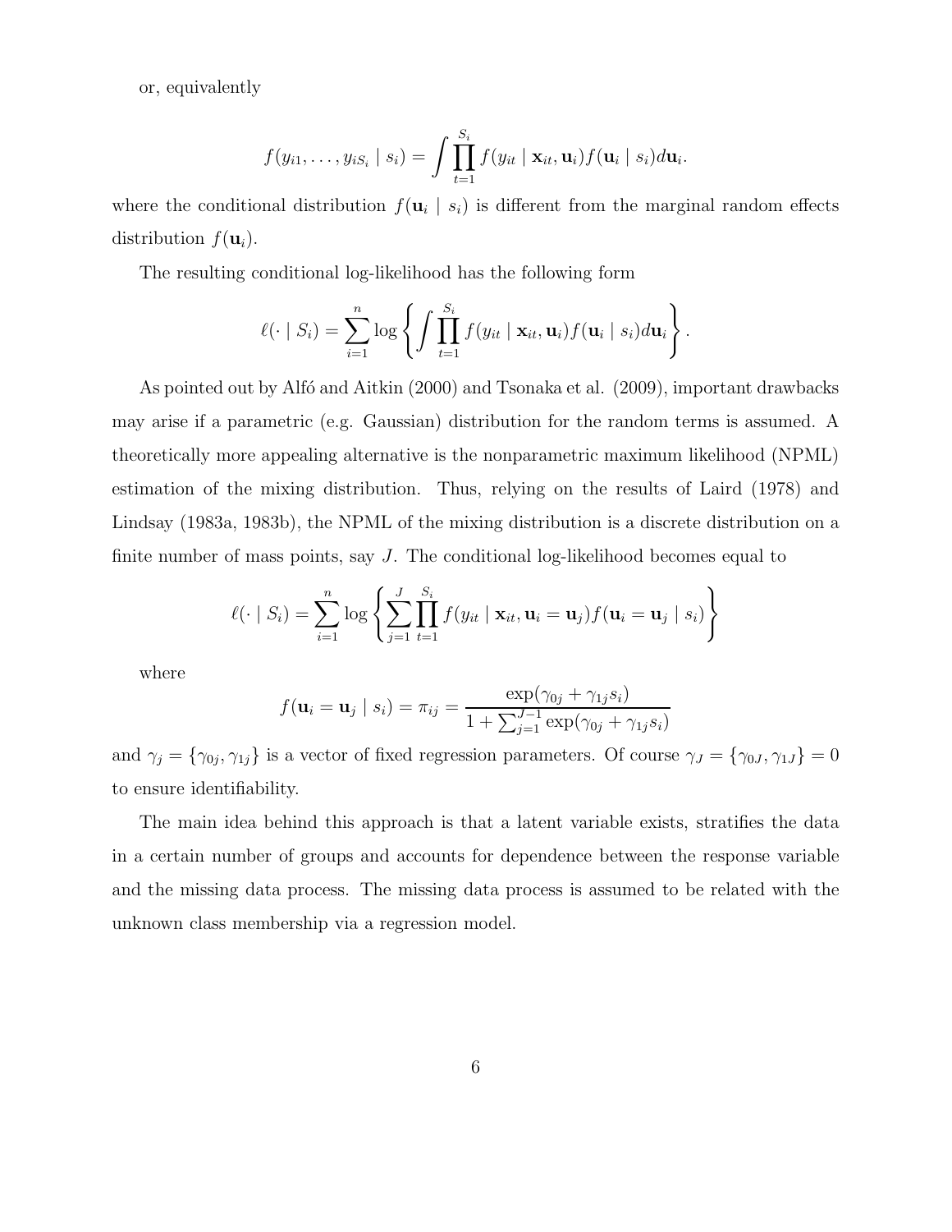or, equivalently

$$f(y_{i1}, \ldots, y_{iS_i} \mid s_i) = \int \prod_{t=1}^{S_i} f(y_{it} \mid \mathbf{x}_{it}, \mathbf{u}_i) f(\mathbf{u}_i \mid s_i) d\mathbf{u}_i.$$

where the conditional distribution $f(\mathbf{u}_i \mid s_i)$ is different from the marginal random effects distribution $f(\mathbf{u}_i)$.

The resulting conditional log-likelihood has the following form

$$\ell(\cdot \mid S_i) = \sum_{i=1}^{n} \log \left\{ \int \prod_{t=1}^{S_i} f(y_{it} \mid \mathbf{x}_{it}, \mathbf{u}_i) f(\mathbf{u}_i \mid s_i) d\mathbf{u}_i \right\}.$$

As pointed out by Alfó and Aitkin (2000) and Tsonaka et al. (2009), important drawbacks may arise if a parametric (e.g. Gaussian) distribution for the random terms is assumed. A theoretically more appealing alternative is the nonparametric maximum likelihood (NPML) estimation of the mixing distribution. Thus, relying on the results of Laird (1978) and Lindsay (1983a, 1983b), the NPML of the mixing distribution is a discrete distribution on a finite number of mass points, say $J$. The conditional log-likelihood becomes equal to

$$\ell(\cdot \mid S_i) = \sum_{i=1}^{n} \log \left\{ \sum_{j=1}^{J} \prod_{t=1}^{S_i} f(y_{it} \mid \mathbf{x}_{it}, \mathbf{u}_i = \mathbf{u}_j) f(\mathbf{u}_i = \mathbf{u}_j \mid s_i) \right\}$$

where

$$f(\mathbf{u}_i = \mathbf{u}_j \mid s_i) = \pi_{ij} = \frac{\exp(\gamma_{0j} + \gamma_{1j} s_i)}{1 + \sum_{j=1}^{J-1} \exp(\gamma_{0j} + \gamma_{1j} s_i)}$$

and $\gamma_j = \{\gamma_{0j}, \gamma_{1j}\}$ is a vector of fixed regression parameters. Of course $\gamma_J = \{\gamma_{0J}, \gamma_{1J}\} = 0$ to ensure identifiability.

The main idea behind this approach is that a latent variable exists, stratifies the data in a certain number of groups and accounts for dependence between the response variable and the missing data process. The missing data process is assumed to be related with the unknown class membership via a regression model.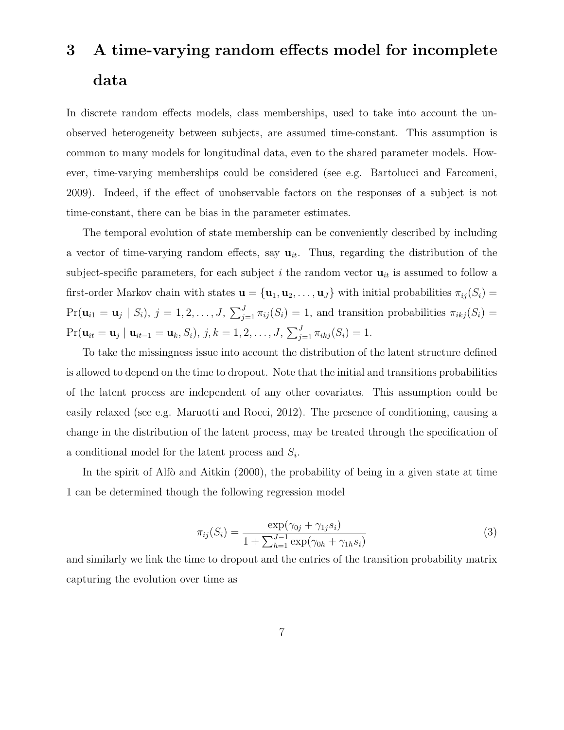# 3 A time-varying random effects model for incomplete data

In discrete random effects models, class memberships, used to take into account the unobserved heterogeneity between subjects, are assumed time-constant. This assumption is common to many models for longitudinal data, even to the shared parameter models. However, time-varying memberships could be considered (see e.g. Bartolucci and Farcomeni, 2009). Indeed, if the effect of unobservable factors on the responses of a subject is not time-constant, there can be bias in the parameter estimates.

The temporal evolution of state membership can be conveniently described by including a vector of time-varying random effects, say $\mathbf{u}_{it}$. Thus, regarding the distribution of the subject-specific parameters, for each subject $i$ the random vector $\mathbf{u}_{it}$ is assumed to follow a first-order Markov chain with states $\mathbf{u} = \{\mathbf{u}_1, \mathbf{u}_2, \ldots, \mathbf{u}_J\}$ with initial probabilities $\pi_{ij}(S_i) = \Pr(\mathbf{u}_{i1} = \mathbf{u}_j \mid S_i)$, $j = 1, 2, \ldots, J$, $\sum_{j=1}^{J} \pi_{ij}(S_i) = 1$, and transition probabilities $\pi_{ikj}(S_i) = \Pr(\mathbf{u}_{it} = \mathbf{u}_j \mid \mathbf{u}_{it-1} = \mathbf{u}_k, S_i)$, $j, k = 1, 2, \ldots, J$, $\sum_{j=1}^{J} \pi_{ikj}(S_i) = 1$.

To take the missingness issue into account the distribution of the latent structure defined is allowed to depend on the time to dropout. Note that the initial and transitions probabilities of the latent process are independent of any other covariates. This assumption could be easily relaxed (see e.g. Maruotti and Rocci, 2012). The presence of conditioning, causing a change in the distribution of the latent process, may be treated through the specification of a conditional model for the latent process and $S_i$.

In the spirit of Alfò and Aitkin (2000), the probability of being in a given state at time 1 can be determined though the following regression model

$$\pi_{ij}(S_i) = \frac{\exp(\gamma_{0j} + \gamma_{1j} s_i)}{1 + \sum_{h=1}^{J-1} \exp(\gamma_{0h} + \gamma_{1h} s_i)} \tag{3}$$

and similarly we link the time to dropout and the entries of the transition probability matrix capturing the evolution over time as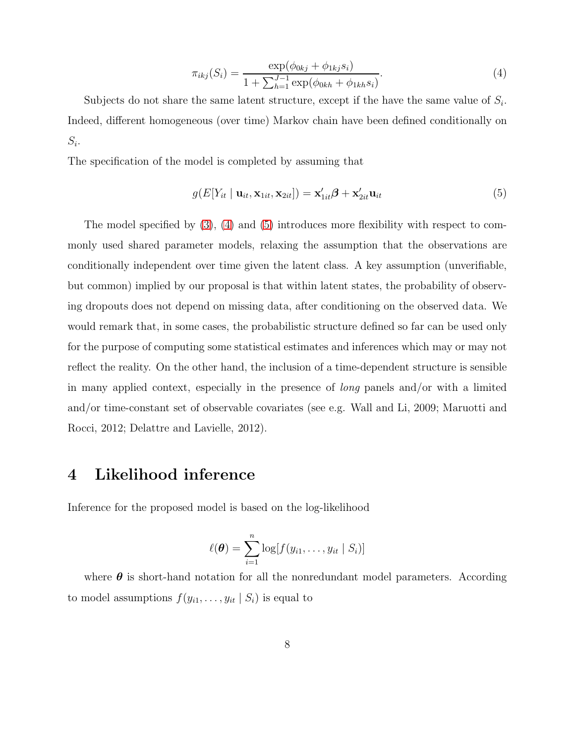$$\pi_{ikj}(S_i) = \frac{\exp(\phi_{0kj} + \phi_{1kj} s_i)}{1 + \sum_{h=1}^{J-1} \exp(\phi_{0kh} + \phi_{1kh} s_i)}. \tag{4}$$

Subjects do not share the same latent structure, except if the have the same value of $S_i$. Indeed, different homogeneous (over time) Markov chain have been defined conditionally on $S_i$.

The specification of the model is completed by assuming that

$$g(E[Y_{it} \mid \mathbf{u}_{it}, \mathbf{x}_{1it}, \mathbf{x}_{2it}]) = \mathbf{x}'_{1it}\boldsymbol{\beta} + \mathbf{x}'_{2it}\mathbf{u}_{it} \tag{5}$$

The model specified by (3), (4) and (5) introduces more flexibility with respect to commonly used shared parameter models, relaxing the assumption that the observations are conditionally independent over time given the latent class. A key assumption (unverifiable, but common) implied by our proposal is that within latent states, the probability of observing dropouts does not depend on missing data, after conditioning on the observed data. We would remark that, in some cases, the probabilistic structure defined so far can be used only for the purpose of computing some statistical estimates and inferences which may or may not reflect the reality. On the other hand, the inclusion of a time-dependent structure is sensible in many applied context, especially in the presence of *long* panels and/or with a limited and/or time-constant set of observable covariates (see e.g. Wall and Li, 2009; Maruotti and Rocci, 2012; Delattre and Lavielle, 2012).

# 4 Likelihood inference

Inference for the proposed model is based on the log-likelihood

$$\ell(\boldsymbol{\theta}) = \sum_{i=1}^{n} \log[f(y_{i1}, \ldots, y_{it} \mid S_i)]$$

where $\boldsymbol{\theta}$ is short-hand notation for all the nonredundant model parameters. According to model assumptions $f(y_{i1}, \ldots, y_{it} \mid S_i)$ is equal to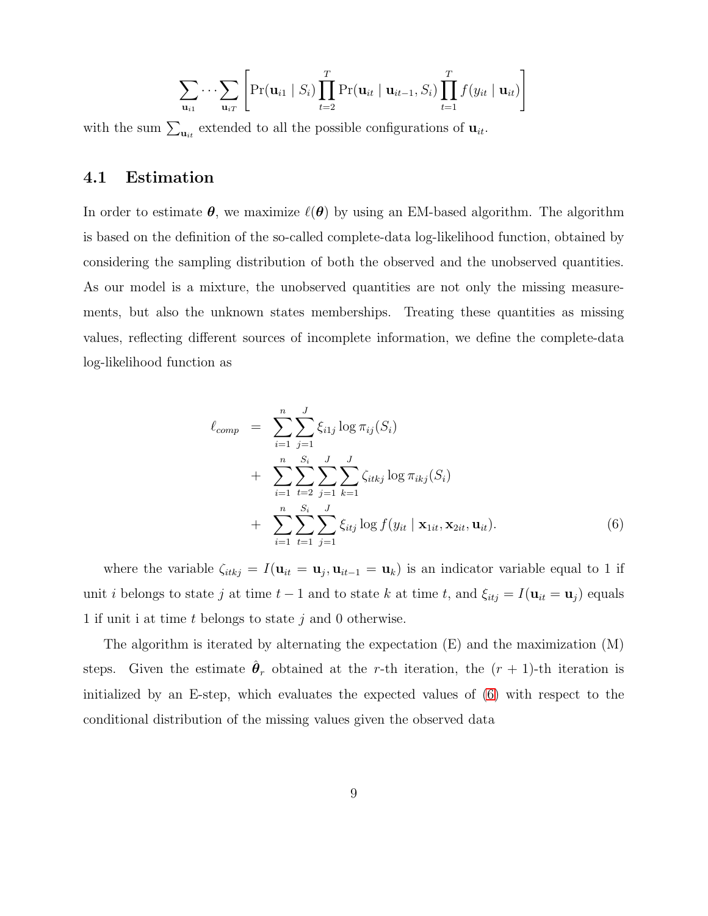$$\sum_{\mathbf{u}_{i1}} \cdots \sum_{\mathbf{u}_{iT}} \left[ \Pr(\mathbf{u}_{i1} \mid S_i) \prod_{t=2}^{T} \Pr(\mathbf{u}_{it} \mid \mathbf{u}_{it-1}, S_i) \prod_{t=1}^{T} f(y_{it} \mid \mathbf{u}_{it}) \right]$$

with the sum $\sum_{\mathbf{u}_{it}}$ extended to all the possible configurations of $\mathbf{u}_{it}$.

## 4.1 Estimation

In order to estimate $\boldsymbol{\theta}$, we maximize $\ell(\boldsymbol{\theta})$ by using an EM-based algorithm. The algorithm is based on the definition of the so-called complete-data log-likelihood function, obtained by considering the sampling distribution of both the observed and the unobserved quantities. As our model is a mixture, the unobserved quantities are not only the missing measurements, but also the unknown states memberships. Treating these quantities as missing values, reflecting different sources of incomplete information, we define the complete-data log-likelihood function as

$$\begin{aligned}
\ell_{comp} \;&=\; \sum_{i=1}^{n} \sum_{j=1}^{J} \xi_{i1j} \log \pi_{ij}(S_i) \\
&+\; \sum_{i=1}^{n} \sum_{t=2}^{S_i} \sum_{j=1}^{J} \sum_{k=1}^{J} \zeta_{itkj} \log \pi_{ikj}(S_i) \\
&+\; \sum_{i=1}^{n} \sum_{t=1}^{S_i} \sum_{j=1}^{J} \xi_{itj} \log f(y_{it} \mid \mathbf{x}_{1it}, \mathbf{x}_{2it}, \mathbf{u}_{it}). \qquad (6)
\end{aligned}$$

where the variable $\zeta_{itkj} = I(\mathbf{u}_{it} = \mathbf{u}_j, \mathbf{u}_{it-1} = \mathbf{u}_k)$ is an indicator variable equal to 1 if unit $i$ belongs to state $j$ at time $t-1$ and to state $k$ at time $t$, and $\xi_{itj} = I(\mathbf{u}_{it} = \mathbf{u}_j)$ equals 1 if unit i at time $t$ belongs to state $j$ and 0 otherwise.

The algorithm is iterated by alternating the expectation (E) and the maximization (M) steps. Given the estimate $\hat{\boldsymbol{\theta}}_r$ obtained at the $r$-th iteration, the $(r+1)$-th iteration is initialized by an E-step, which evaluates the expected values of (6) with respect to the conditional distribution of the missing values given the observed data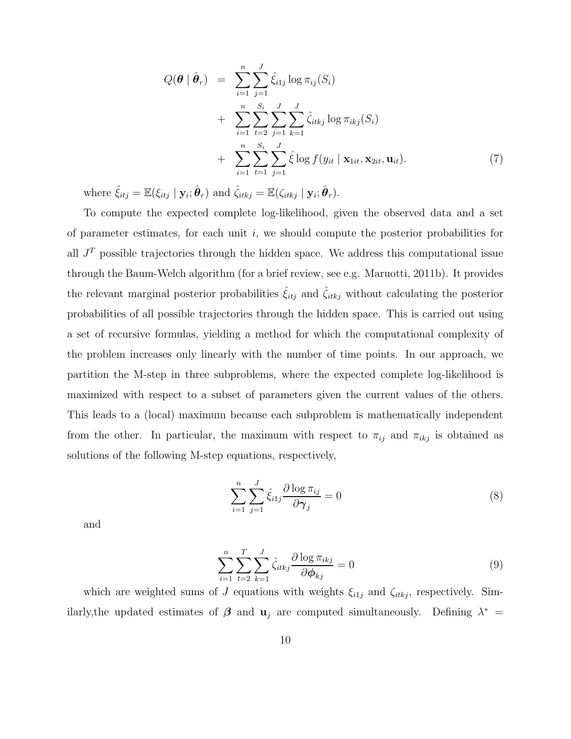$$
\begin{aligned}
Q(\boldsymbol{\theta} \mid \hat{\boldsymbol{\theta}}_r) &= \sum_{i=1}^{n} \sum_{j=1}^{J} \hat{\xi}_{i1j} \log \pi_{ij}(S_i) \\
&+ \sum_{i=1}^{n} \sum_{t=2}^{S_i} \sum_{j=1}^{J} \sum_{k=1}^{J} \hat{\zeta}_{itkj} \log \pi_{ikj}(S_i) \\
&+ \sum_{i=1}^{n} \sum_{t=1}^{S_i} \sum_{j=1}^{J} \hat{\xi} \log f(y_{it} \mid \mathbf{x}_{1it}, \mathbf{x}_{2it}, \mathbf{u}_{it}).
\end{aligned} \tag{7}
$$

where $\hat{\xi}_{itj} = \mathbb{E}(\xi_{itj} \mid \mathbf{y}_i; \hat{\boldsymbol{\theta}}_r)$ and $\hat{\zeta}_{itkj} = \mathbb{E}(\zeta_{itkj} \mid \mathbf{y}_i; \hat{\boldsymbol{\theta}}_r)$.

To compute the expected complete log-likelihood, given the observed data and a set of parameter estimates, for each unit $i$, we should compute the posterior probabilities for all $J^T$ possible trajectories through the hidden space. We address this computational issue through the Baum-Welch algorithm (for a brief review, see e.g. Maruotti, 2011b). It provides the relevant marginal posterior probabilities $\hat{\xi}_{itj}$ and $\hat{\zeta}_{itkj}$ without calculating the posterior probabilities of all possible trajectories through the hidden space. This is carried out using a set of recursive formulas, yielding a method for which the computational complexity of the problem increases only linearly with the number of time points. In our approach, we partition the M-step in three subproblems, where the expected complete log-likelihood is maximized with respect to a subset of parameters given the current values of the others. This leads to a (local) maximum because each subproblem is mathematically independent from the other. In particular, the maximum with respect to $\pi_{ij}$ and $\pi_{ikj}$ is obtained as solutions of the following M-step equations, respectively,

$$
\sum_{i=1}^{n} \sum_{j=1}^{J} \hat{\xi}_{i1j} \frac{\partial \log \pi_{ij}}{\partial \boldsymbol{\gamma}_j} = 0 \tag{8}
$$

and

$$
\sum_{i=1}^{n} \sum_{t=2}^{T} \sum_{k=1}^{J} \hat{\zeta}_{itkj} \frac{\partial \log \pi_{ikj}}{\partial \boldsymbol{\phi}_{kj}} = 0 \tag{9}
$$

which are weighted sums of $J$ equations with weights $\xi_{i1j}$ and $\zeta_{itkj}$, respectively. Similarly,the updated estimates of $\boldsymbol{\beta}$ and $\mathbf{u}_j$ are computed simultaneously. Defining $\lambda^* =$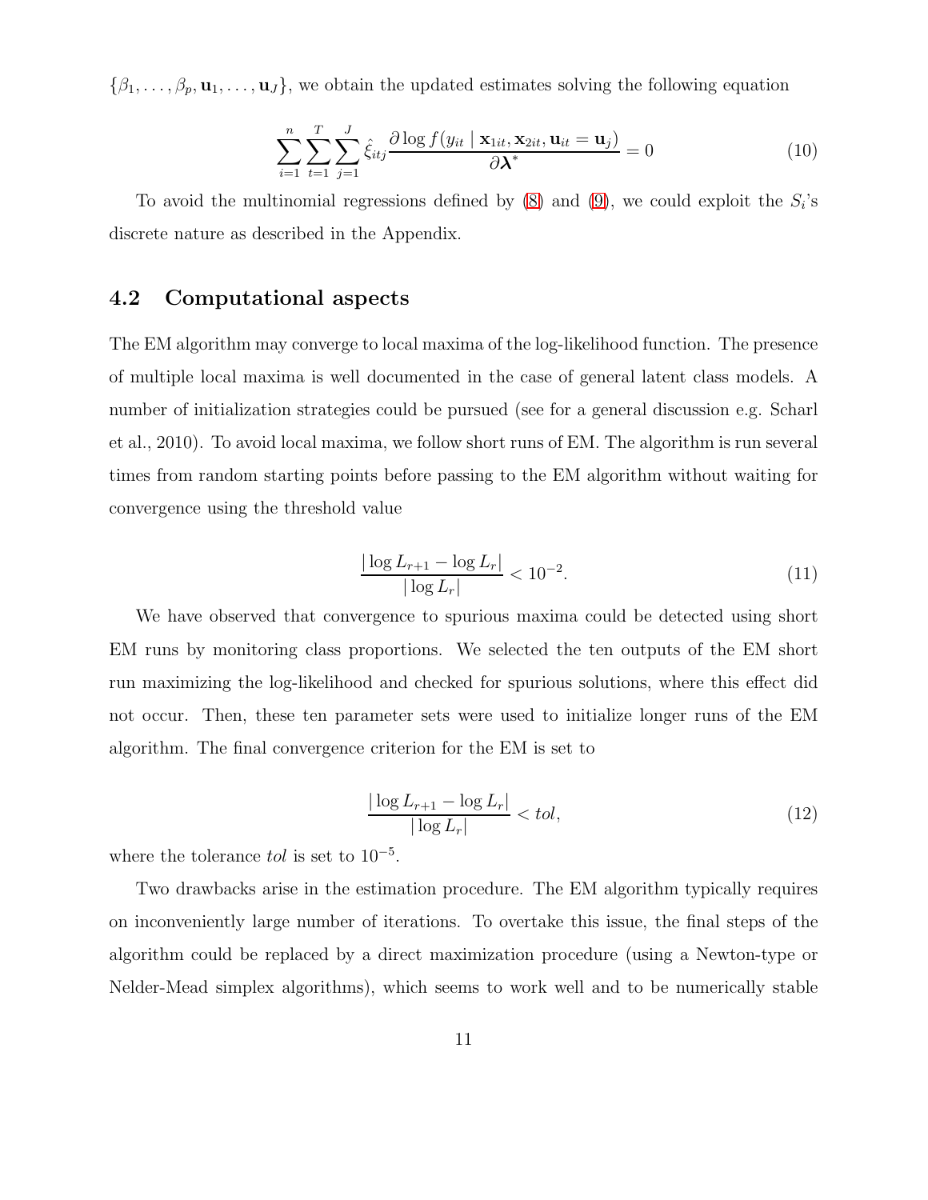$\{\beta_1, \ldots, \beta_p, \mathbf{u}_1, \ldots, \mathbf{u}_J\}$, we obtain the updated estimates solving the following equation

$$\sum_{i=1}^{n} \sum_{t=1}^{T} \sum_{j=1}^{J} \hat{\xi}_{itj} \frac{\partial \log f(y_{it} \mid \mathbf{x}_{1it}, \mathbf{x}_{2it}, \mathbf{u}_{it} = \mathbf{u}_j)}{\partial \boldsymbol{\lambda}^*} = 0 \tag{10}$$

To avoid the multinomial regressions defined by (8) and (9), we could exploit the $S_i$'s discrete nature as described in the Appendix.

## 4.2 Computational aspects

The EM algorithm may converge to local maxima of the log-likelihood function. The presence of multiple local maxima is well documented in the case of general latent class models. A number of initialization strategies could be pursued (see for a general discussion e.g. Scharl et al., 2010). To avoid local maxima, we follow short runs of EM. The algorithm is run several times from random starting points before passing to the EM algorithm without waiting for convergence using the threshold value

$$\frac{|\log L_{r+1} - \log L_r|}{|\log L_r|} < 10^{-2}. \tag{11}$$

We have observed that convergence to spurious maxima could be detected using short EM runs by monitoring class proportions. We selected the ten outputs of the EM short run maximizing the log-likelihood and checked for spurious solutions, where this effect did not occur. Then, these ten parameter sets were used to initialize longer runs of the EM algorithm. The final convergence criterion for the EM is set to

$$\frac{|\log L_{r+1} - \log L_r|}{|\log L_r|} < tol, \tag{12}$$

where the tolerance $tol$ is set to $10^{-5}$.

Two drawbacks arise in the estimation procedure. The EM algorithm typically requires on inconveniently large number of iterations. To overtake this issue, the final steps of the algorithm could be replaced by a direct maximization procedure (using a Newton-type or Nelder-Mead simplex algorithms), which seems to work well and to be numerically stable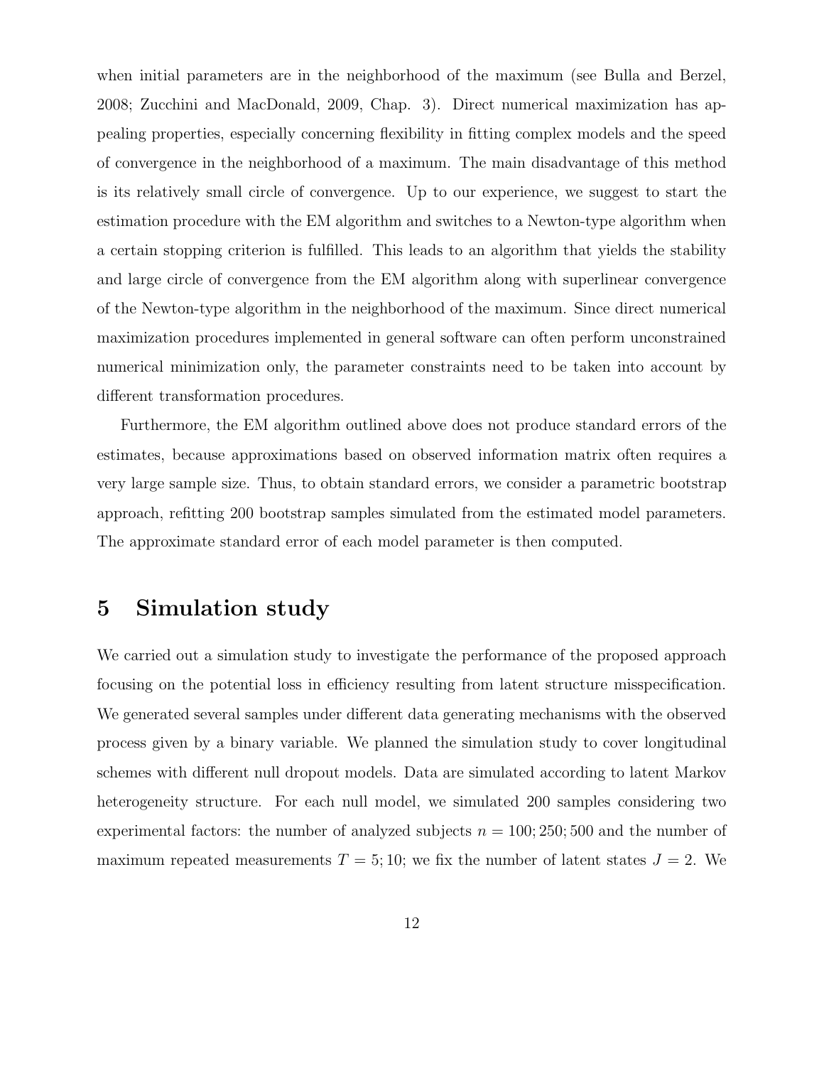when initial parameters are in the neighborhood of the maximum (see Bulla and Berzel, 2008; Zucchini and MacDonald, 2009, Chap. 3). Direct numerical maximization has appealing properties, especially concerning flexibility in fitting complex models and the speed of convergence in the neighborhood of a maximum. The main disadvantage of this method is its relatively small circle of convergence. Up to our experience, we suggest to start the estimation procedure with the EM algorithm and switches to a Newton-type algorithm when a certain stopping criterion is fulfilled. This leads to an algorithm that yields the stability and large circle of convergence from the EM algorithm along with superlinear convergence of the Newton-type algorithm in the neighborhood of the maximum. Since direct numerical maximization procedures implemented in general software can often perform unconstrained numerical minimization only, the parameter constraints need to be taken into account by different transformation procedures.

Furthermore, the EM algorithm outlined above does not produce standard errors of the estimates, because approximations based on observed information matrix often requires a very large sample size. Thus, to obtain standard errors, we consider a parametric bootstrap approach, refitting 200 bootstrap samples simulated from the estimated model parameters. The approximate standard error of each model parameter is then computed.

# 5 Simulation study

We carried out a simulation study to investigate the performance of the proposed approach focusing on the potential loss in efficiency resulting from latent structure misspecification. We generated several samples under different data generating mechanisms with the observed process given by a binary variable. We planned the simulation study to cover longitudinal schemes with different null dropout models. Data are simulated according to latent Markov heterogeneity structure. For each null model, we simulated 200 samples considering two experimental factors: the number of analyzed subjects $n = 100; 250; 500$ and the number of maximum repeated measurements $T = 5; 10$; we fix the number of latent states $J = 2$. We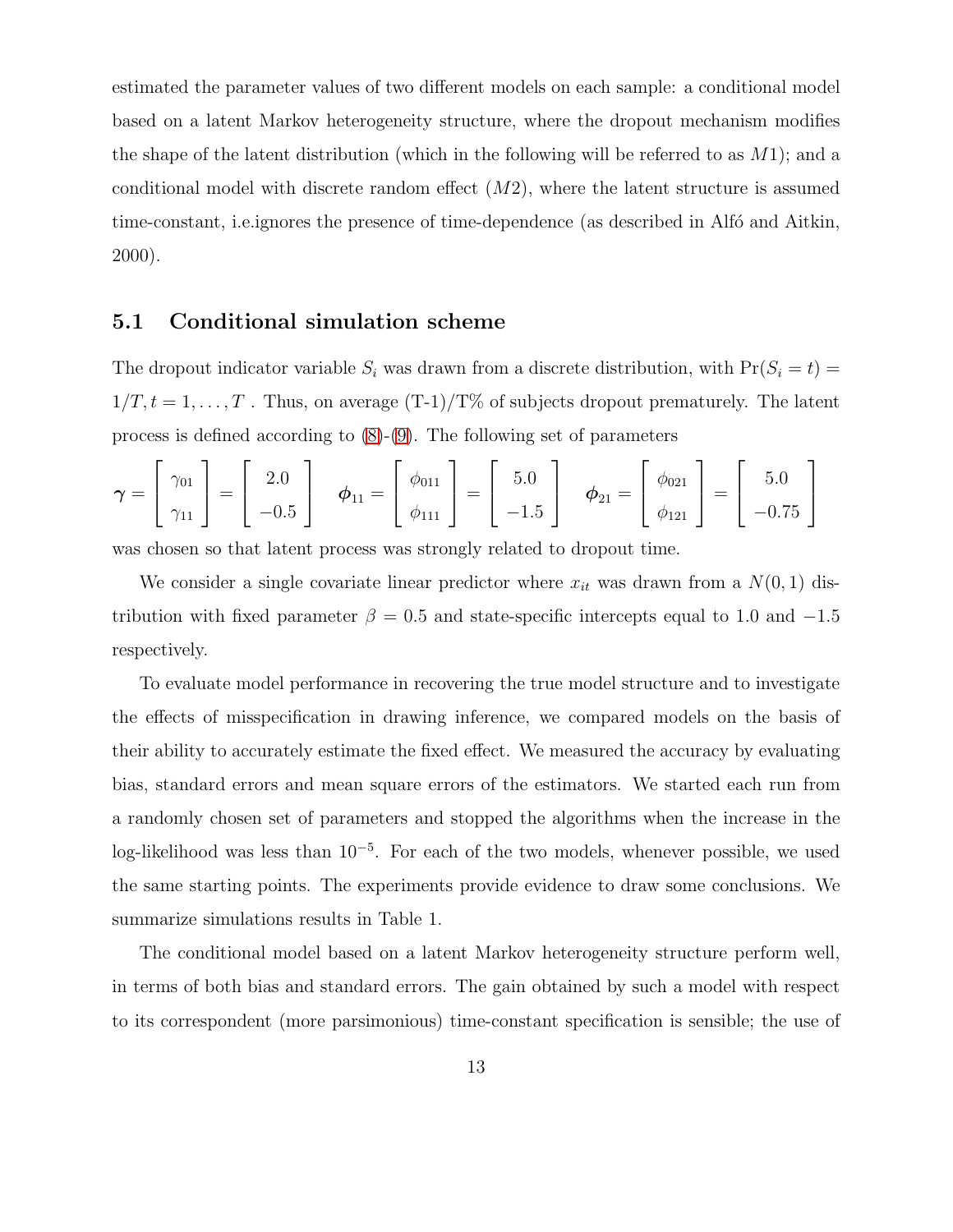estimated the parameter values of two different models on each sample: a conditional model based on a latent Markov heterogeneity structure, where the dropout mechanism modifies the shape of the latent distribution (which in the following will be referred to as $M1$); and a conditional model with discrete random effect ($M2$), where the latent structure is assumed time-constant, i.e.ignores the presence of time-dependence (as described in Alfó and Aitkin, 2000).

### 5.1 Conditional simulation scheme

The dropout indicator variable $S_i$ was drawn from a discrete distribution, with $\Pr(S_i = t) = 1/T, t = 1, \ldots, T$ . Thus, on average (T-1)/T% of subjects dropout prematurely. The latent process is defined according to (8)-(9). The following set of parameters

$$\boldsymbol{\gamma} = \begin{bmatrix} \gamma_{01} \\ \gamma_{11} \end{bmatrix} = \begin{bmatrix} 2.0 \\ -0.5 \end{bmatrix} \quad \boldsymbol{\phi}_{11} = \begin{bmatrix} \phi_{011} \\ \phi_{111} \end{bmatrix} = \begin{bmatrix} 5.0 \\ -1.5 \end{bmatrix} \quad \boldsymbol{\phi}_{21} = \begin{bmatrix} \phi_{021} \\ \phi_{121} \end{bmatrix} = \begin{bmatrix} 5.0 \\ -0.75 \end{bmatrix}$$

was chosen so that latent process was strongly related to dropout time.

We consider a single covariate linear predictor where $x_{it}$ was drawn from a $N(0, 1)$ distribution with fixed parameter $\beta = 0.5$ and state-specific intercepts equal to 1.0 and $-1.5$ respectively.

To evaluate model performance in recovering the true model structure and to investigate the effects of misspecification in drawing inference, we compared models on the basis of their ability to accurately estimate the fixed effect. We measured the accuracy by evaluating bias, standard errors and mean square errors of the estimators. We started each run from a randomly chosen set of parameters and stopped the algorithms when the increase in the log-likelihood was less than $10^{-5}$. For each of the two models, whenever possible, we used the same starting points. The experiments provide evidence to draw some conclusions. We summarize simulations results in Table 1.

The conditional model based on a latent Markov heterogeneity structure perform well, in terms of both bias and standard errors. The gain obtained by such a model with respect to its correspondent (more parsimonious) time-constant specification is sensible; the use of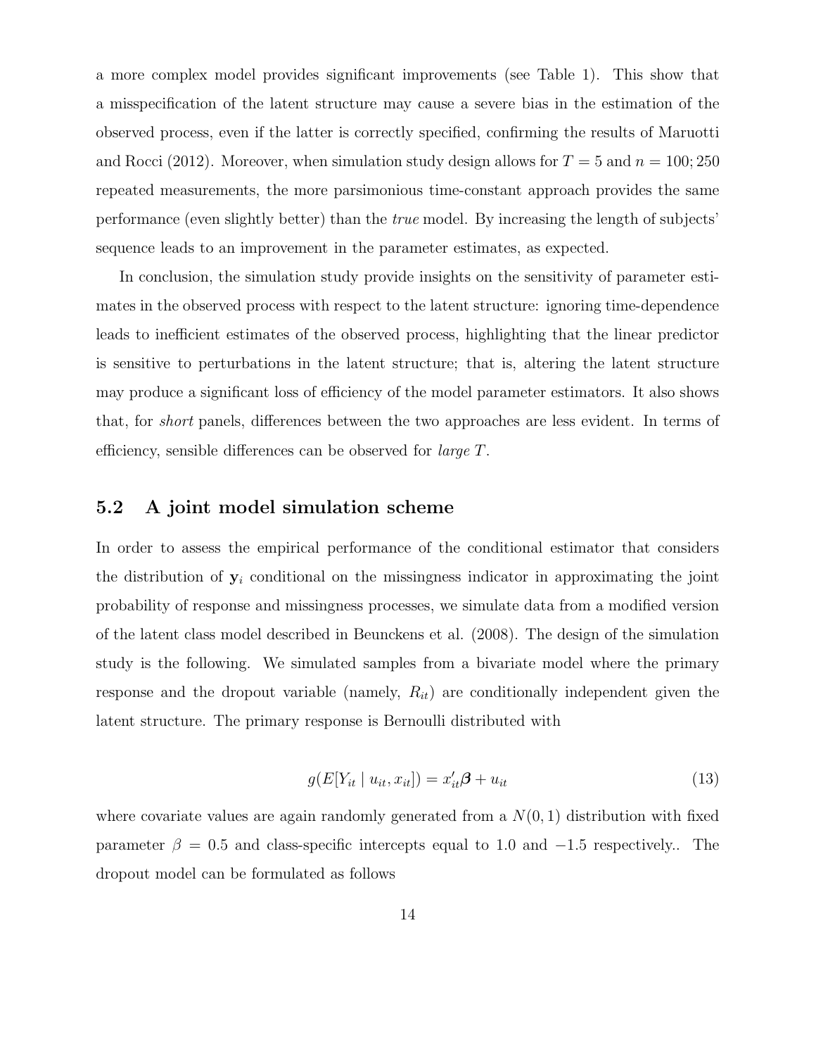a more complex model provides significant improvements (see Table 1). This show that a misspecification of the latent structure may cause a severe bias in the estimation of the observed process, even if the latter is correctly specified, confirming the results of Maruotti and Rocci (2012). Moreover, when simulation study design allows for $T = 5$ and $n = 100; 250$ repeated measurements, the more parsimonious time-constant approach provides the same performance (even slightly better) than the *true* model. By increasing the length of subjects' sequence leads to an improvement in the parameter estimates, as expected.

In conclusion, the simulation study provide insights on the sensitivity of parameter estimates in the observed process with respect to the latent structure: ignoring time-dependence leads to inefficient estimates of the observed process, highlighting that the linear predictor is sensitive to perturbations in the latent structure; that is, altering the latent structure may produce a significant loss of efficiency of the model parameter estimators. It also shows that, for *short* panels, differences between the two approaches are less evident. In terms of efficiency, sensible differences can be observed for *large* $T$.

## 5.2 A joint model simulation scheme

In order to assess the empirical performance of the conditional estimator that considers the distribution of $\mathbf{y}_i$ conditional on the missingness indicator in approximating the joint probability of response and missingness processes, we simulate data from a modified version of the latent class model described in Beunckens et al. (2008). The design of the simulation study is the following. We simulated samples from a bivariate model where the primary response and the dropout variable (namely, $R_{it}$) are conditionally independent given the latent structure. The primary response is Bernoulli distributed with

$$g(E[Y_{it} \mid u_{it}, x_{it}]) = x_{it}'\boldsymbol{\beta} + u_{it} \tag{13}$$

where covariate values are again randomly generated from a $N(0, 1)$ distribution with fixed parameter $\beta = 0.5$ and class-specific intercepts equal to 1.0 and $-1.5$ respectively.. The dropout model can be formulated as follows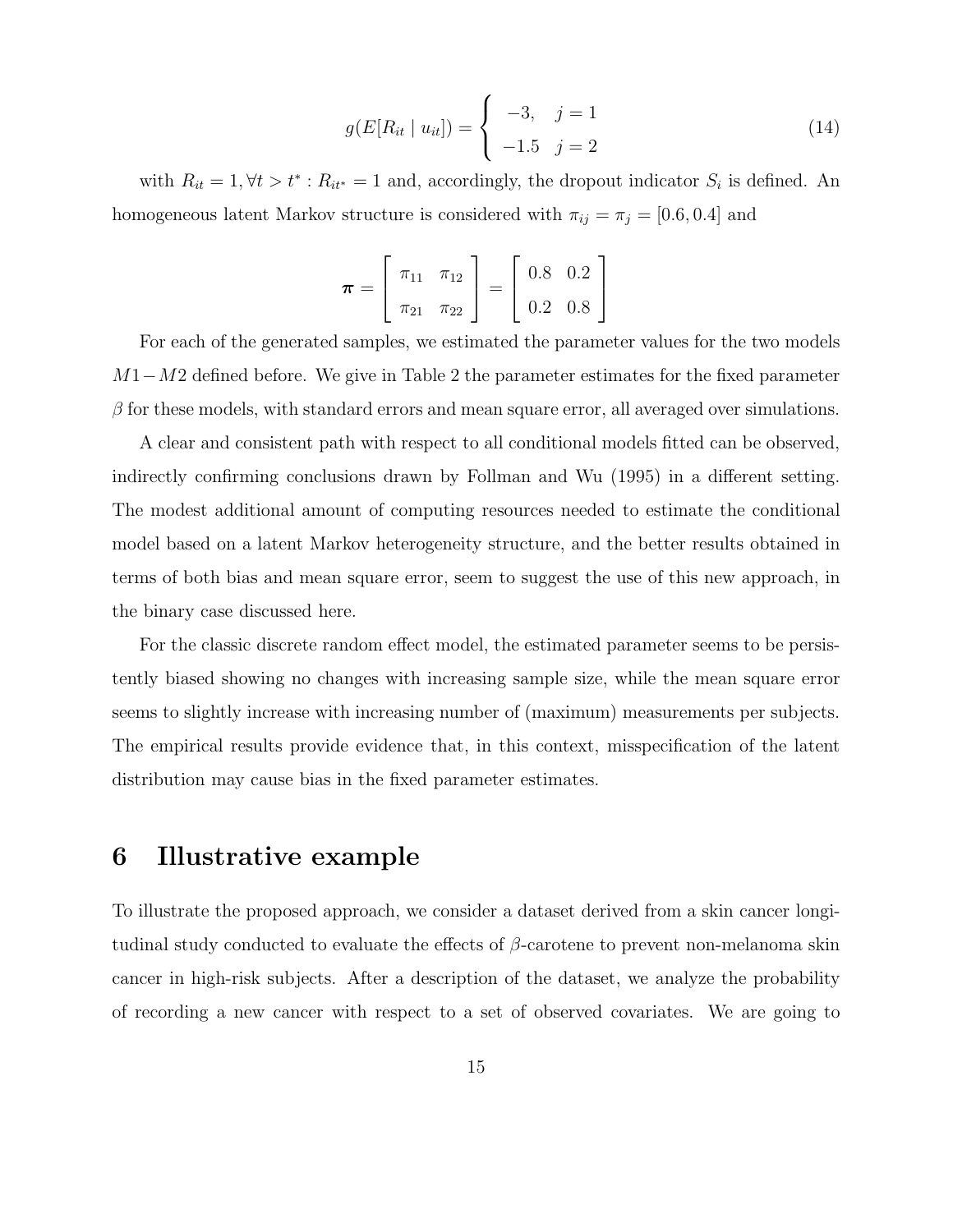$$g(E[R_{it} \mid u_{it}]) = \begin{cases} -3, & j = 1 \\ -1.5 & j = 2 \end{cases} \tag{14}$$

with $R_{it} = 1, \forall t > t^* : R_{it^*} = 1$ and, accordingly, the dropout indicator $S_i$ is defined. An homogeneous latent Markov structure is considered with $\pi_{ij} = \pi_j = [0.6, 0.4]$ and

$$\boldsymbol{\pi} = \begin{bmatrix} \pi_{11} & \pi_{12} \\ \pi_{21} & \pi_{22} \end{bmatrix} = \begin{bmatrix} 0.8 & 0.2 \\ 0.2 & 0.8 \end{bmatrix}$$

For each of the generated samples, we estimated the parameter values for the two models $M1-M2$ defined before. We give in Table 2 the parameter estimates for the fixed parameter $\beta$ for these models, with standard errors and mean square error, all averaged over simulations.

A clear and consistent path with respect to all conditional models fitted can be observed, indirectly confirming conclusions drawn by Follman and Wu (1995) in a different setting. The modest additional amount of computing resources needed to estimate the conditional model based on a latent Markov heterogeneity structure, and the better results obtained in terms of both bias and mean square error, seem to suggest the use of this new approach, in the binary case discussed here.

For the classic discrete random effect model, the estimated parameter seems to be persistently biased showing no changes with increasing sample size, while the mean square error seems to slightly increase with increasing number of (maximum) measurements per subjects. The empirical results provide evidence that, in this context, misspecification of the latent distribution may cause bias in the fixed parameter estimates.

# 6 Illustrative example

To illustrate the proposed approach, we consider a dataset derived from a skin cancer longitudinal study conducted to evaluate the effects of $\beta$-carotene to prevent non-melanoma skin cancer in high-risk subjects. After a description of the dataset, we analyze the probability of recording a new cancer with respect to a set of observed covariates. We are going to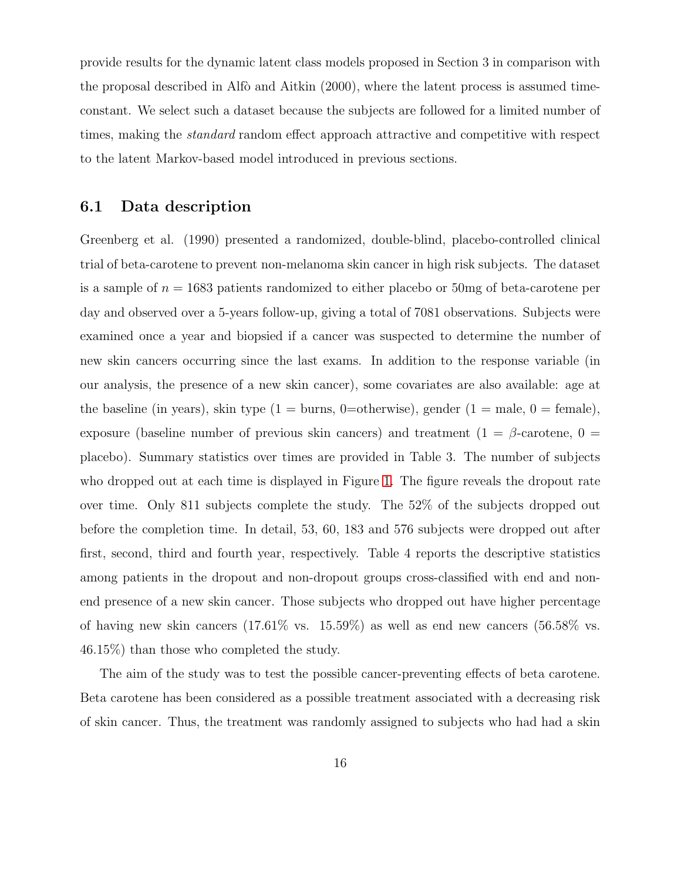provide results for the dynamic latent class models proposed in Section 3 in comparison with the proposal described in Alfò and Aitkin (2000), where the latent process is assumed time-constant. We select such a dataset because the subjects are followed for a limited number of times, making the *standard* random effect approach attractive and competitive with respect to the latent Markov-based model introduced in previous sections.

## 6.1 Data description

Greenberg et al. (1990) presented a randomized, double-blind, placebo-controlled clinical trial of beta-carotene to prevent non-melanoma skin cancer in high risk subjects. The dataset is a sample of $n = 1683$ patients randomized to either placebo or 50mg of beta-carotene per day and observed over a 5-years follow-up, giving a total of 7081 observations. Subjects were examined once a year and biopsied if a cancer was suspected to determine the number of new skin cancers occurring since the last exams. In addition to the response variable (in our analysis, the presence of a new skin cancer), some covariates are also available: age at the baseline (in years), skin type (1 = burns, 0=otherwise), gender (1 = male, 0 = female), exposure (baseline number of previous skin cancers) and treatment (1 = $\beta$-carotene, 0 = placebo). Summary statistics over times are provided in Table 3. The number of subjects who dropped out at each time is displayed in Figure 1. The figure reveals the dropout rate over time. Only 811 subjects complete the study. The 52% of the subjects dropped out before the completion time. In detail, 53, 60, 183 and 576 subjects were dropped out after first, second, third and fourth year, respectively. Table 4 reports the descriptive statistics among patients in the dropout and non-dropout groups cross-classified with end and non-end presence of a new skin cancer. Those subjects who dropped out have higher percentage of having new skin cancers (17.61% vs. 15.59%) as well as end new cancers (56.58% vs. 46.15%) than those who completed the study.

The aim of the study was to test the possible cancer-preventing effects of beta carotene. Beta carotene has been considered as a possible treatment associated with a decreasing risk of skin cancer. Thus, the treatment was randomly assigned to subjects who had had a skin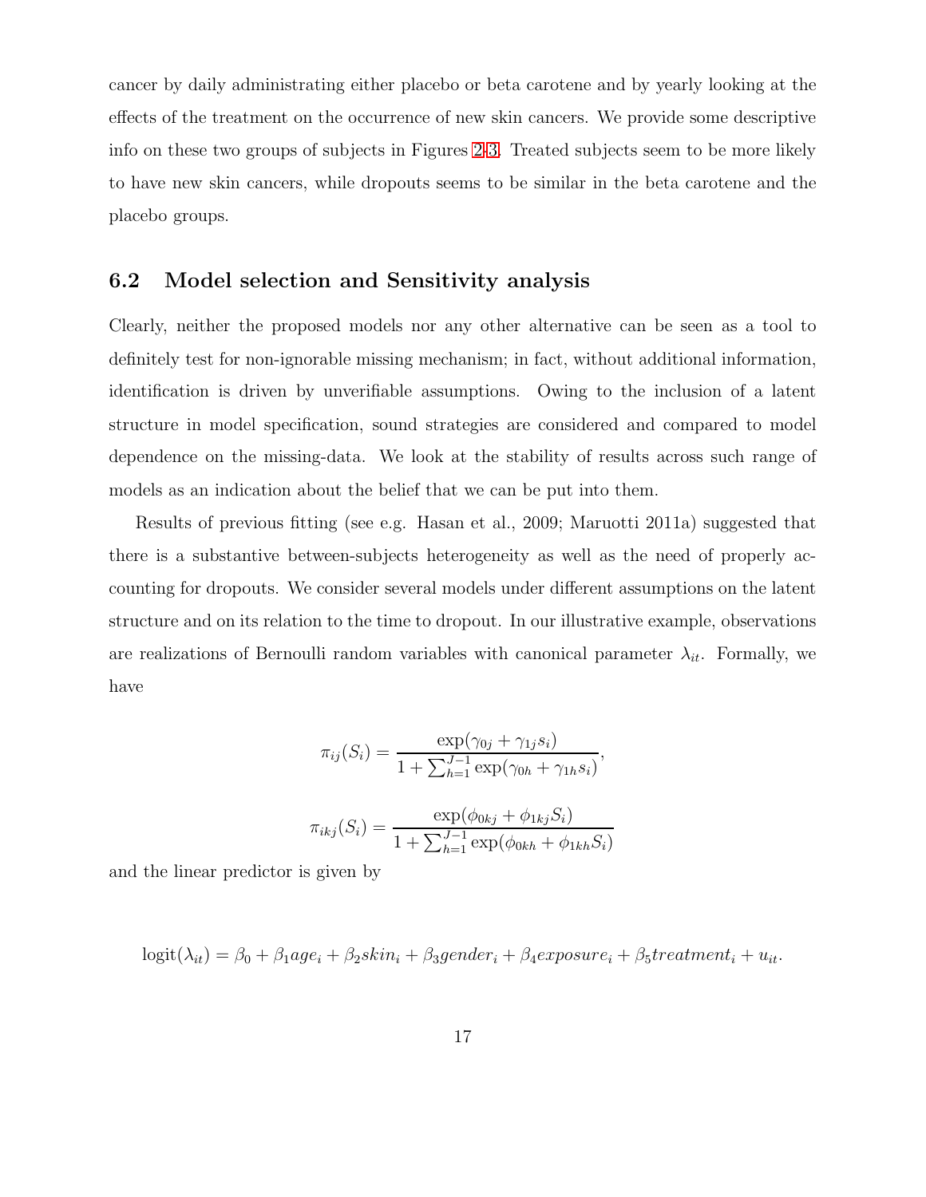cancer by daily administrating either placebo or beta carotene and by yearly looking at the effects of the treatment on the occurrence of new skin cancers. We provide some descriptive info on these two groups of subjects in Figures 2-3. Treated subjects seem to be more likely to have new skin cancers, while dropouts seems to be similar in the beta carotene and the placebo groups.

## 6.2 Model selection and Sensitivity analysis

Clearly, neither the proposed models nor any other alternative can be seen as a tool to definitely test for non-ignorable missing mechanism; in fact, without additional information, identification is driven by unverifiable assumptions. Owing to the inclusion of a latent structure in model specification, sound strategies are considered and compared to model dependence on the missing-data. We look at the stability of results across such range of models as an indication about the belief that we can be put into them.

Results of previous fitting (see e.g. Hasan et al., 2009; Maruotti 2011a) suggested that there is a substantive between-subjects heterogeneity as well as the need of properly accounting for dropouts. We consider several models under different assumptions on the latent structure and on its relation to the time to dropout. In our illustrative example, observations are realizations of Bernoulli random variables with canonical parameter $\lambda_{it}$. Formally, we have

$$\pi_{ij}(S_i) = \frac{\exp(\gamma_{0j} + \gamma_{1j} s_i)}{1 + \sum_{h=1}^{J-1} \exp(\gamma_{0h} + \gamma_{1h} s_i)},$$

$$\pi_{ikj}(S_i) = \frac{\exp(\phi_{0kj} + \phi_{1kj} S_i)}{1 + \sum_{h=1}^{J-1} \exp(\phi_{0kh} + \phi_{1kh} S_i)}$$

and the linear predictor is given by

$$\text{logit}(\lambda_{it}) = \beta_0 + \beta_1 age_i + \beta_2 skin_i + \beta_3 gender_i + \beta_4 exposure_i + \beta_5 treatment_i + u_{it}.$$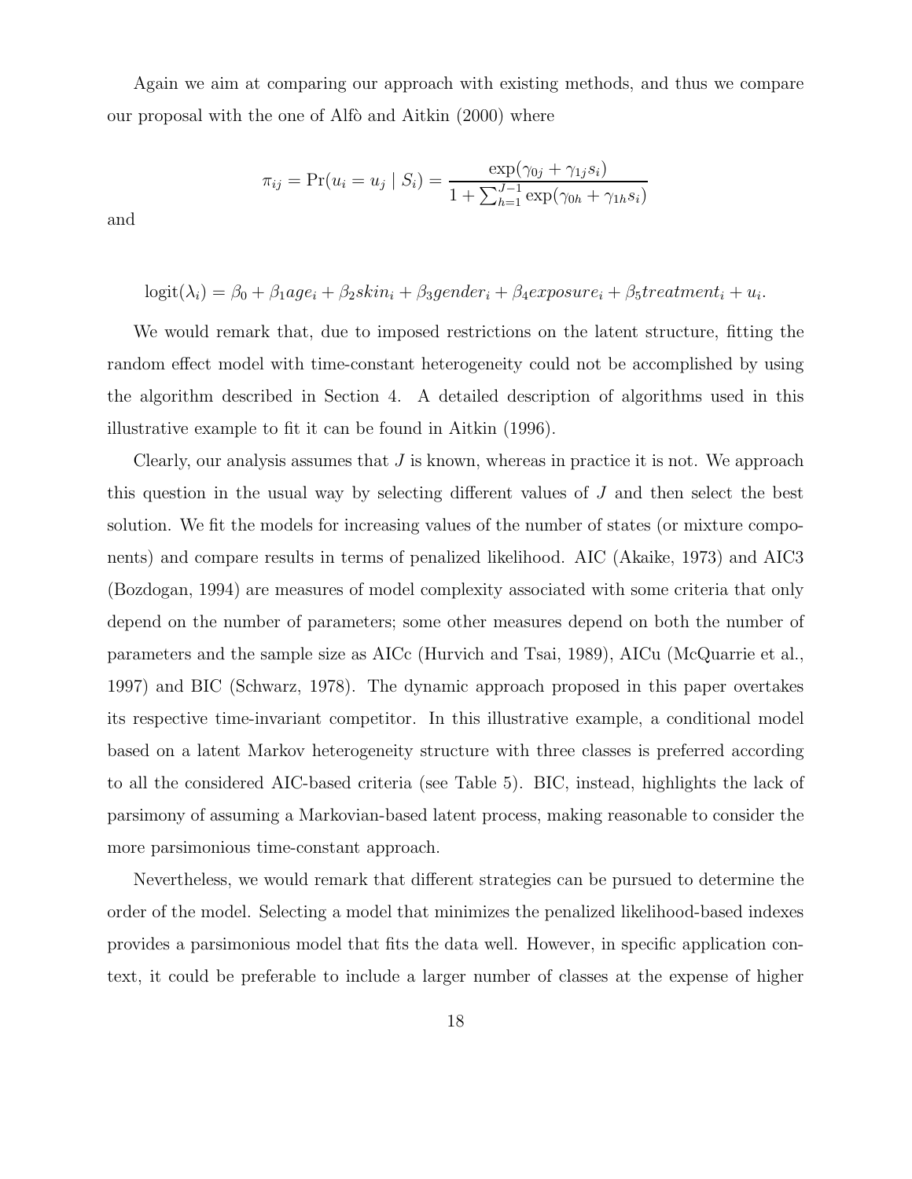Again we aim at comparing our approach with existing methods, and thus we compare our proposal with the one of Alfò and Aitkin (2000) where

$$\pi_{ij} = \Pr(u_i = u_j \mid S_i) = \frac{\exp(\gamma_{0j} + \gamma_{1j} s_i)}{1 + \sum_{h=1}^{J-1} \exp(\gamma_{0h} + \gamma_{1h} s_i)}$$

and

$$\text{logit}(\lambda_i) = \beta_0 + \beta_1 age_i + \beta_2 skin_i + \beta_3 gender_i + \beta_4 exposure_i + \beta_5 treatment_i + u_i.$$

We would remark that, due to imposed restrictions on the latent structure, fitting the random effect model with time-constant heterogeneity could not be accomplished by using the algorithm described in Section 4. A detailed description of algorithms used in this illustrative example to fit it can be found in Aitkin (1996).

Clearly, our analysis assumes that $J$ is known, whereas in practice it is not. We approach this question in the usual way by selecting different values of $J$ and then select the best solution. We fit the models for increasing values of the number of states (or mixture components) and compare results in terms of penalized likelihood. AIC (Akaike, 1973) and AIC3 (Bozdogan, 1994) are measures of model complexity associated with some criteria that only depend on the number of parameters; some other measures depend on both the number of parameters and the sample size as AICc (Hurvich and Tsai, 1989), AICu (McQuarrie et al., 1997) and BIC (Schwarz, 1978). The dynamic approach proposed in this paper overtakes its respective time-invariant competitor. In this illustrative example, a conditional model based on a latent Markov heterogeneity structure with three classes is preferred according to all the considered AIC-based criteria (see Table 5). BIC, instead, highlights the lack of parsimony of assuming a Markovian-based latent process, making reasonable to consider the more parsimonious time-constant approach.

Nevertheless, we would remark that different strategies can be pursued to determine the order of the model. Selecting a model that minimizes the penalized likelihood-based indexes provides a parsimonious model that fits the data well. However, in specific application context, it could be preferable to include a larger number of classes at the expense of higher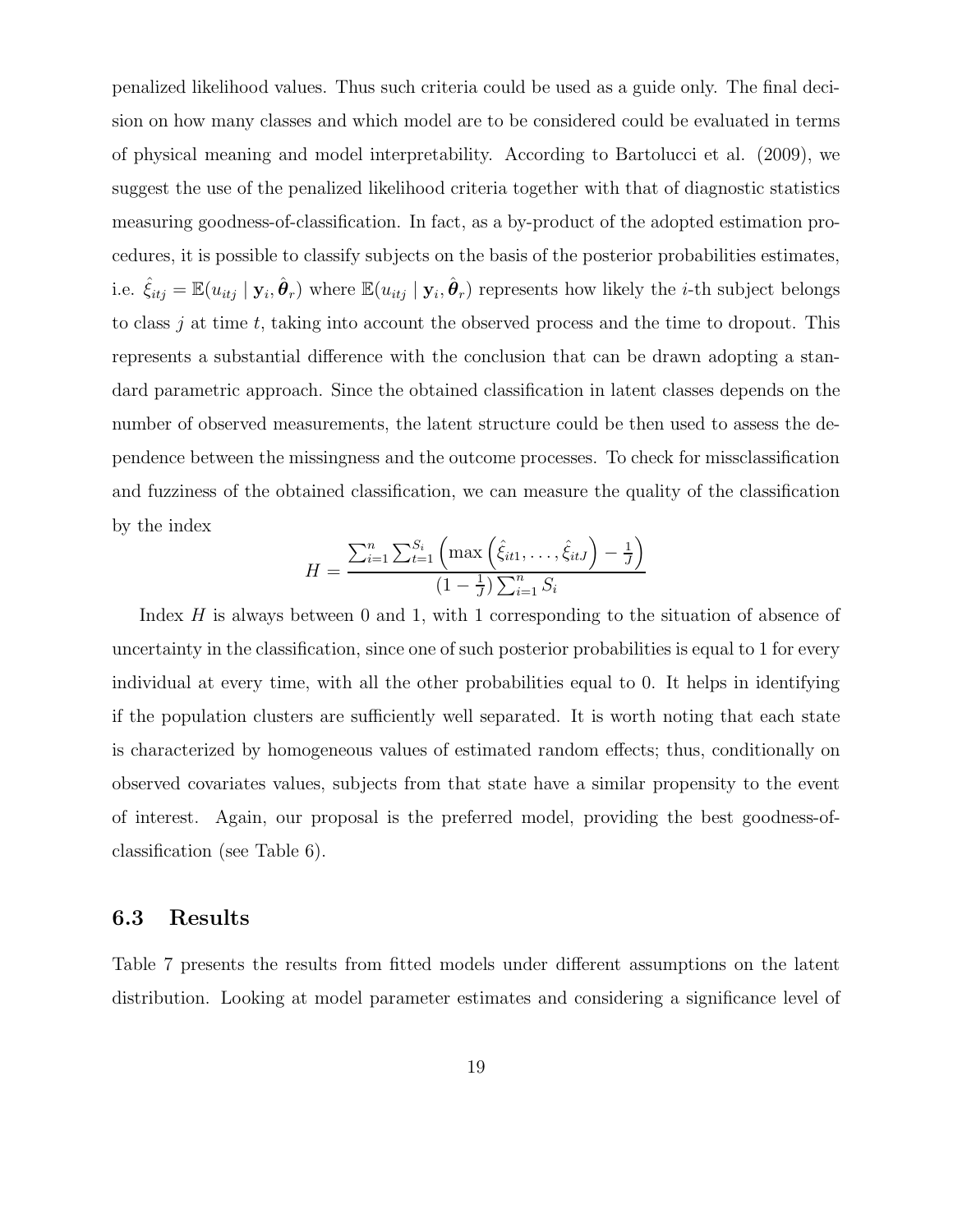penalized likelihood values. Thus such criteria could be used as a guide only. The final decision on how many classes and which model are to be considered could be evaluated in terms of physical meaning and model interpretability. According to Bartolucci et al. (2009), we suggest the use of the penalized likelihood criteria together with that of diagnostic statistics measuring goodness-of-classification. In fact, as a by-product of the adopted estimation procedures, it is possible to classify subjects on the basis of the posterior probabilities estimates, i.e. $\hat{\xi}_{itj} = \mathbb{E}(u_{itj} \mid \mathbf{y}_i, \hat{\boldsymbol{\theta}}_r)$ where $\mathbb{E}(u_{itj} \mid \mathbf{y}_i, \hat{\boldsymbol{\theta}}_r)$ represents how likely the $i$-th subject belongs to class $j$ at time $t$, taking into account the observed process and the time to dropout. This represents a substantial difference with the conclusion that can be drawn adopting a standard parametric approach. Since the obtained classification in latent classes depends on the number of observed measurements, the latent structure could be then used to assess the dependence between the missingness and the outcome processes. To check for missclassification and fuzziness of the obtained classification, we can measure the quality of the classification by the index

$$H = \frac{\sum_{i=1}^{n} \sum_{t=1}^{S_i} \left( \max \left( \hat{\xi}_{it1}, \ldots, \hat{\xi}_{itJ} \right) - \frac{1}{J} \right)}{(1 - \frac{1}{J}) \sum_{i=1}^{n} S_i}$$

Index $H$ is always between 0 and 1, with 1 corresponding to the situation of absence of uncertainty in the classification, since one of such posterior probabilities is equal to 1 for every individual at every time, with all the other probabilities equal to 0. It helps in identifying if the population clusters are sufficiently well separated. It is worth noting that each state is characterized by homogeneous values of estimated random effects; thus, conditionally on observed covariates values, subjects from that state have a similar propensity to the event of interest. Again, our proposal is the preferred model, providing the best goodness-of-classification (see Table 6).

### 6.3 Results

Table 7 presents the results from fitted models under different assumptions on the latent distribution. Looking at model parameter estimates and considering a significance level of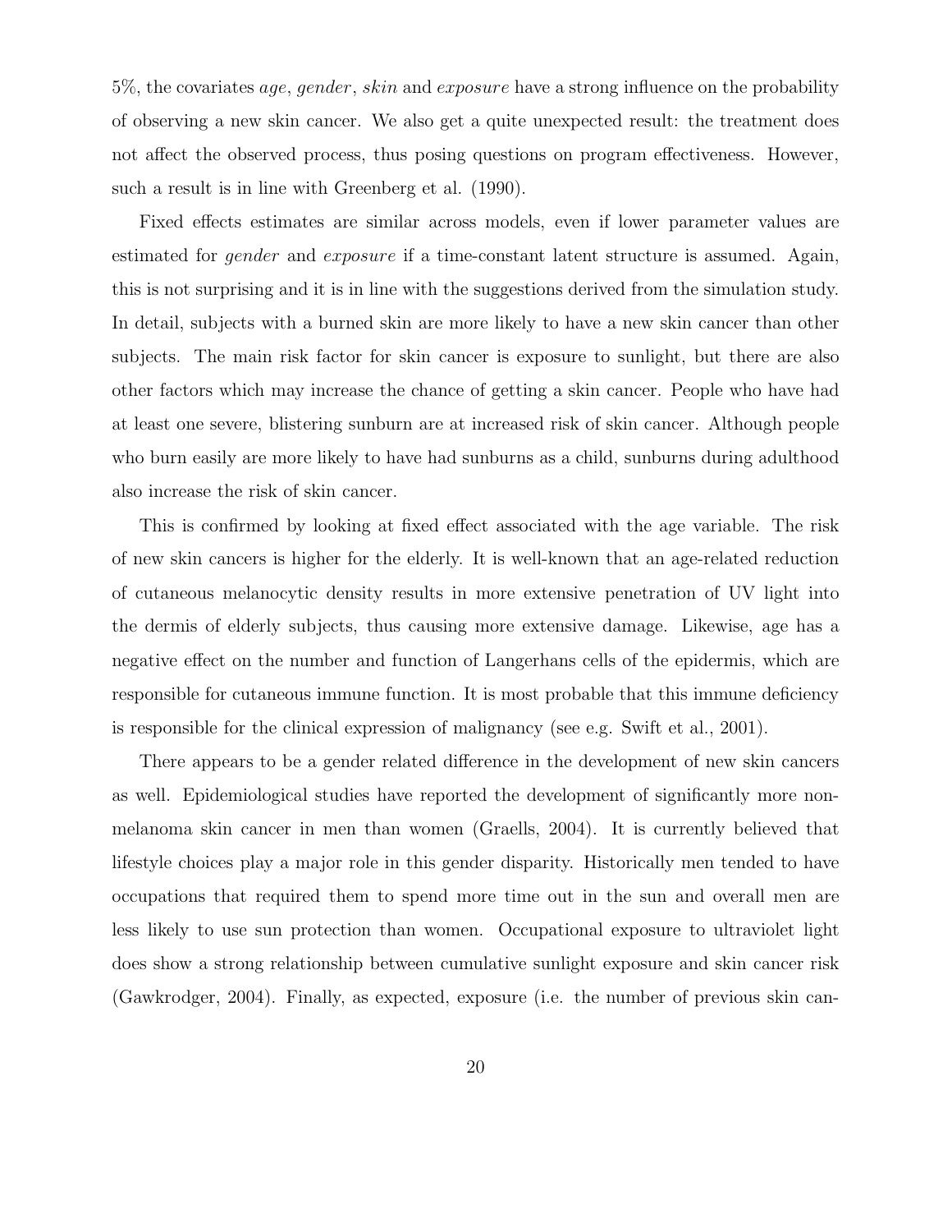5%, the covariates *age*, *gender*, *skin* and *exposure* have a strong influence on the probability of observing a new skin cancer. We also get a quite unexpected result: the treatment does not affect the observed process, thus posing questions on program effectiveness. However, such a result is in line with Greenberg et al. (1990).

Fixed effects estimates are similar across models, even if lower parameter values are estimated for *gender* and *exposure* if a time-constant latent structure is assumed. Again, this is not surprising and it is in line with the suggestions derived from the simulation study. In detail, subjects with a burned skin are more likely to have a new skin cancer than other subjects. The main risk factor for skin cancer is exposure to sunlight, but there are also other factors which may increase the chance of getting a skin cancer. People who have had at least one severe, blistering sunburn are at increased risk of skin cancer. Although people who burn easily are more likely to have had sunburns as a child, sunburns during adulthood also increase the risk of skin cancer.

This is confirmed by looking at fixed effect associated with the age variable. The risk of new skin cancers is higher for the elderly. It is well-known that an age-related reduction of cutaneous melanocytic density results in more extensive penetration of UV light into the dermis of elderly subjects, thus causing more extensive damage. Likewise, age has a negative effect on the number and function of Langerhans cells of the epidermis, which are responsible for cutaneous immune function. It is most probable that this immune deficiency is responsible for the clinical expression of malignancy (see e.g. Swift et al., 2001).

There appears to be a gender related difference in the development of new skin cancers as well. Epidemiological studies have reported the development of significantly more non-melanoma skin cancer in men than women (Graells, 2004). It is currently believed that lifestyle choices play a major role in this gender disparity. Historically men tended to have occupations that required them to spend more time out in the sun and overall men are less likely to use sun protection than women. Occupational exposure to ultraviolet light does show a strong relationship between cumulative sunlight exposure and skin cancer risk (Gawkrodger, 2004). Finally, as expected, exposure (i.e. the number of previous skin can-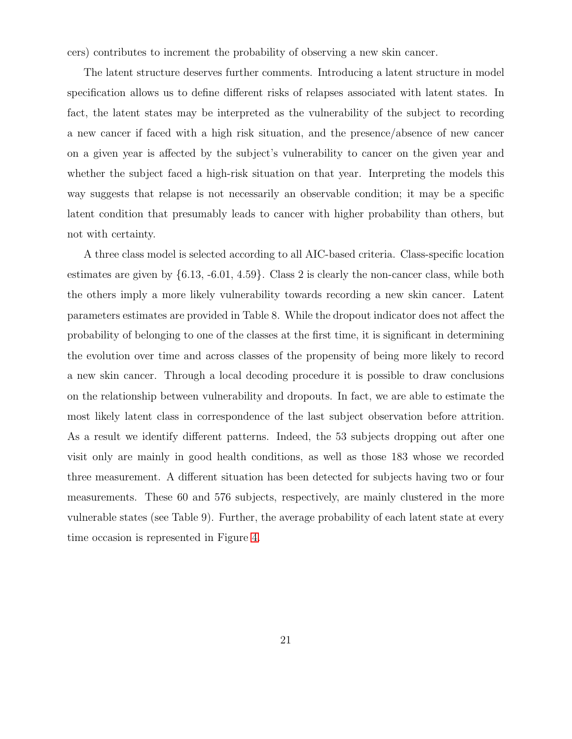cers) contributes to increment the probability of observing a new skin cancer.

The latent structure deserves further comments. Introducing a latent structure in model specification allows us to define different risks of relapses associated with latent states. In fact, the latent states may be interpreted as the vulnerability of the subject to recording a new cancer if faced with a high risk situation, and the presence/absence of new cancer on a given year is affected by the subject's vulnerability to cancer on the given year and whether the subject faced a high-risk situation on that year. Interpreting the models this way suggests that relapse is not necessarily an observable condition; it may be a specific latent condition that presumably leads to cancer with higher probability than others, but not with certainty.

A three class model is selected according to all AIC-based criteria. Class-specific location estimates are given by $\{6.13, -6.01, 4.59\}$. Class 2 is clearly the non-cancer class, while both the others imply a more likely vulnerability towards recording a new skin cancer. Latent parameters estimates are provided in Table 8. While the dropout indicator does not affect the probability of belonging to one of the classes at the first time, it is significant in determining the evolution over time and across classes of the propensity of being more likely to record a new skin cancer. Through a local decoding procedure it is possible to draw conclusions on the relationship between vulnerability and dropouts. In fact, we are able to estimate the most likely latent class in correspondence of the last subject observation before attrition. As a result we identify different patterns. Indeed, the 53 subjects dropping out after one visit only are mainly in good health conditions, as well as those 183 whose we recorded three measurement. A different situation has been detected for subjects having two or four measurements. These 60 and 576 subjects, respectively, are mainly clustered in the more vulnerable states (see Table 9). Further, the average probability of each latent state at every time occasion is represented in Figure 4.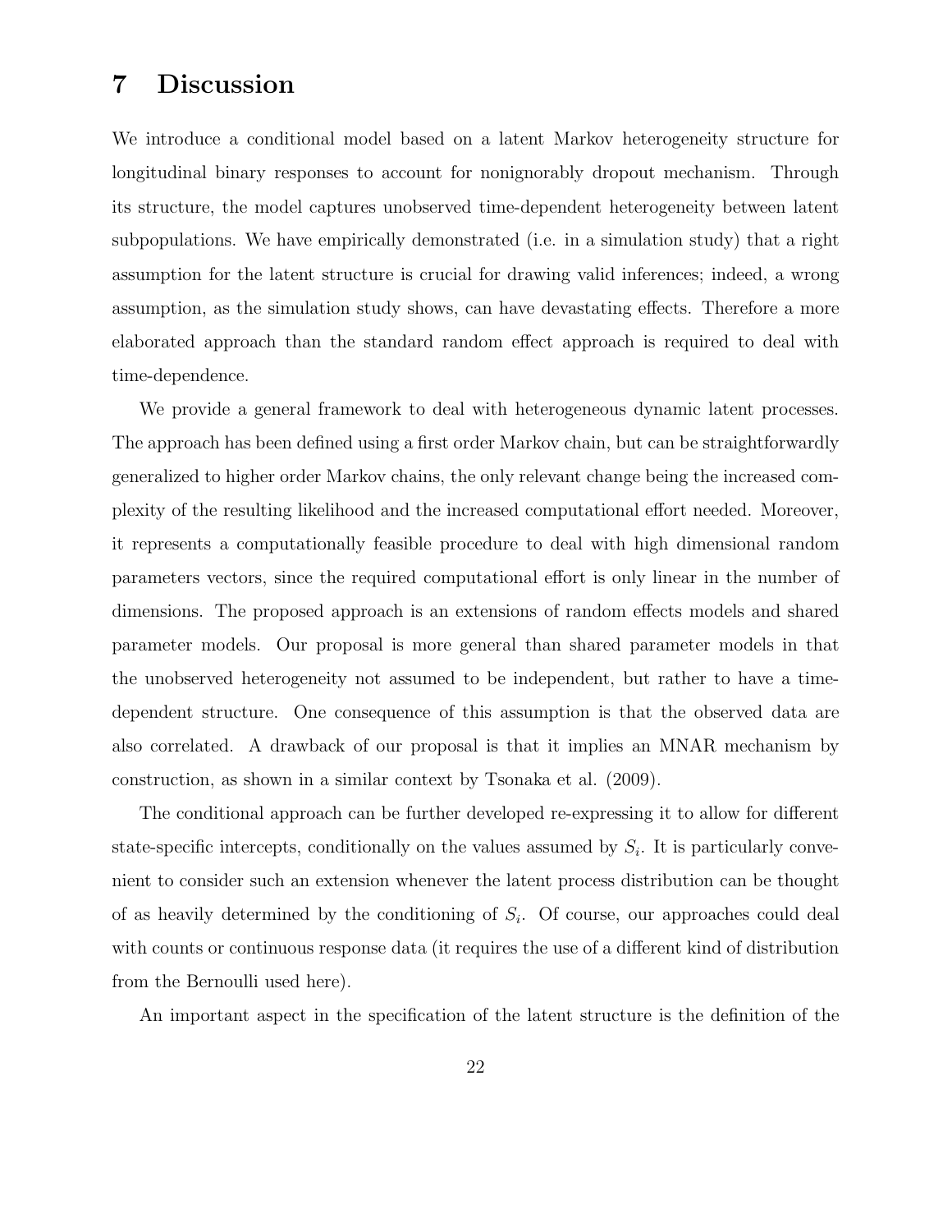# 7 Discussion

We introduce a conditional model based on a latent Markov heterogeneity structure for longitudinal binary responses to account for nonignorably dropout mechanism. Through its structure, the model captures unobserved time-dependent heterogeneity between latent subpopulations. We have empirically demonstrated (i.e. in a simulation study) that a right assumption for the latent structure is crucial for drawing valid inferences; indeed, a wrong assumption, as the simulation study shows, can have devastating effects. Therefore a more elaborated approach than the standard random effect approach is required to deal with time-dependence.

We provide a general framework to deal with heterogeneous dynamic latent processes. The approach has been defined using a first order Markov chain, but can be straightforwardly generalized to higher order Markov chains, the only relevant change being the increased complexity of the resulting likelihood and the increased computational effort needed. Moreover, it represents a computationally feasible procedure to deal with high dimensional random parameters vectors, since the required computational effort is only linear in the number of dimensions. The proposed approach is an extensions of random effects models and shared parameter models. Our proposal is more general than shared parameter models in that the unobserved heterogeneity not assumed to be independent, but rather to have a time-dependent structure. One consequence of this assumption is that the observed data are also correlated. A drawback of our proposal is that it implies an MNAR mechanism by construction, as shown in a similar context by Tsonaka et al. (2009).

The conditional approach can be further developed re-expressing it to allow for different state-specific intercepts, conditionally on the values assumed by $S_i$. It is particularly convenient to consider such an extension whenever the latent process distribution can be thought of as heavily determined by the conditioning of $S_i$. Of course, our approaches could deal with counts or continuous response data (it requires the use of a different kind of distribution from the Bernoulli used here).

An important aspect in the specification of the latent structure is the definition of the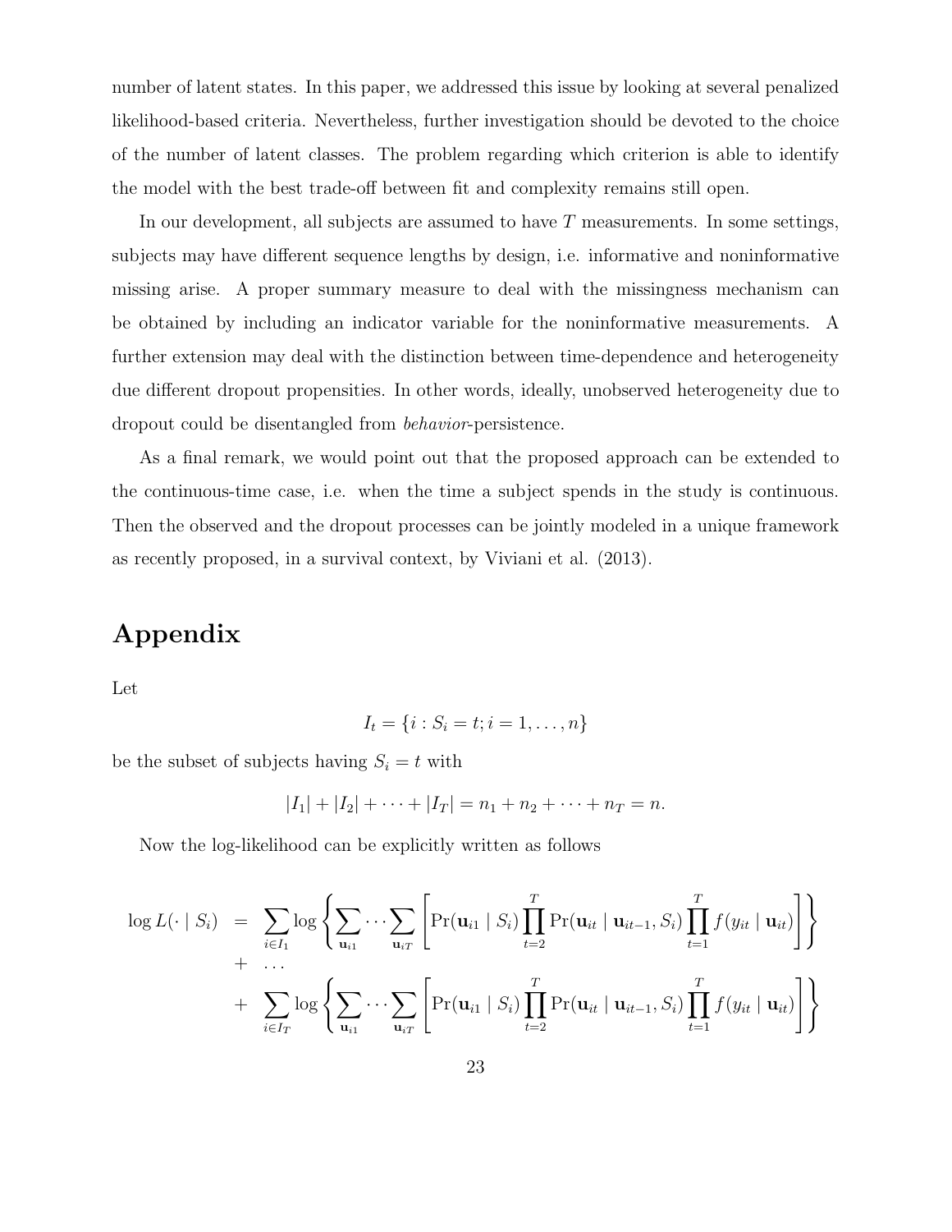number of latent states. In this paper, we addressed this issue by looking at several penalized likelihood-based criteria. Nevertheless, further investigation should be devoted to the choice of the number of latent classes. The problem regarding which criterion is able to identify the model with the best trade-off between fit and complexity remains still open.

In our development, all subjects are assumed to have $T$ measurements. In some settings, subjects may have different sequence lengths by design, i.e. informative and noninformative missing arise. A proper summary measure to deal with the missingness mechanism can be obtained by including an indicator variable for the noninformative measurements. A further extension may deal with the distinction between time-dependence and heterogeneity due different dropout propensities. In other words, ideally, unobserved heterogeneity due to dropout could be disentangled from *behavior*-persistence.

As a final remark, we would point out that the proposed approach can be extended to the continuous-time case, i.e. when the time a subject spends in the study is continuous. Then the observed and the dropout processes can be jointly modeled in a unique framework as recently proposed, in a survival context, by Viviani et al. (2013).

# Appendix

Let

$$I_t = \{i : S_i = t; i = 1, \ldots, n\}$$

be the subset of subjects having $S_i = t$ with

$$|I_1| + |I_2| + \cdots + |I_T| = n_1 + n_2 + \cdots + n_T = n.$$

Now the log-likelihood can be explicitly written as follows

$$\begin{aligned}
\log L(\cdot \mid S_i) &= \sum_{i \in I_1} \log \left\{ \sum_{\mathbf{u}_{i1}} \cdots \sum_{\mathbf{u}_{iT}} \left[ \Pr(\mathbf{u}_{i1} \mid S_i) \prod_{t=2}^{T} \Pr(\mathbf{u}_{it} \mid \mathbf{u}_{it-1}, S_i) \prod_{t=1}^{T} f(y_{it} \mid \mathbf{u}_{it}) \right] \right\} \\
&+ \ldots \\
&+ \sum_{i \in I_T} \log \left\{ \sum_{\mathbf{u}_{i1}} \cdots \sum_{\mathbf{u}_{iT}} \left[ \Pr(\mathbf{u}_{i1} \mid S_i) \prod_{t=2}^{T} \Pr(\mathbf{u}_{it} \mid \mathbf{u}_{it-1}, S_i) \prod_{t=1}^{T} f(y_{it} \mid \mathbf{u}_{it}) \right] \right\}
\end{aligned}$$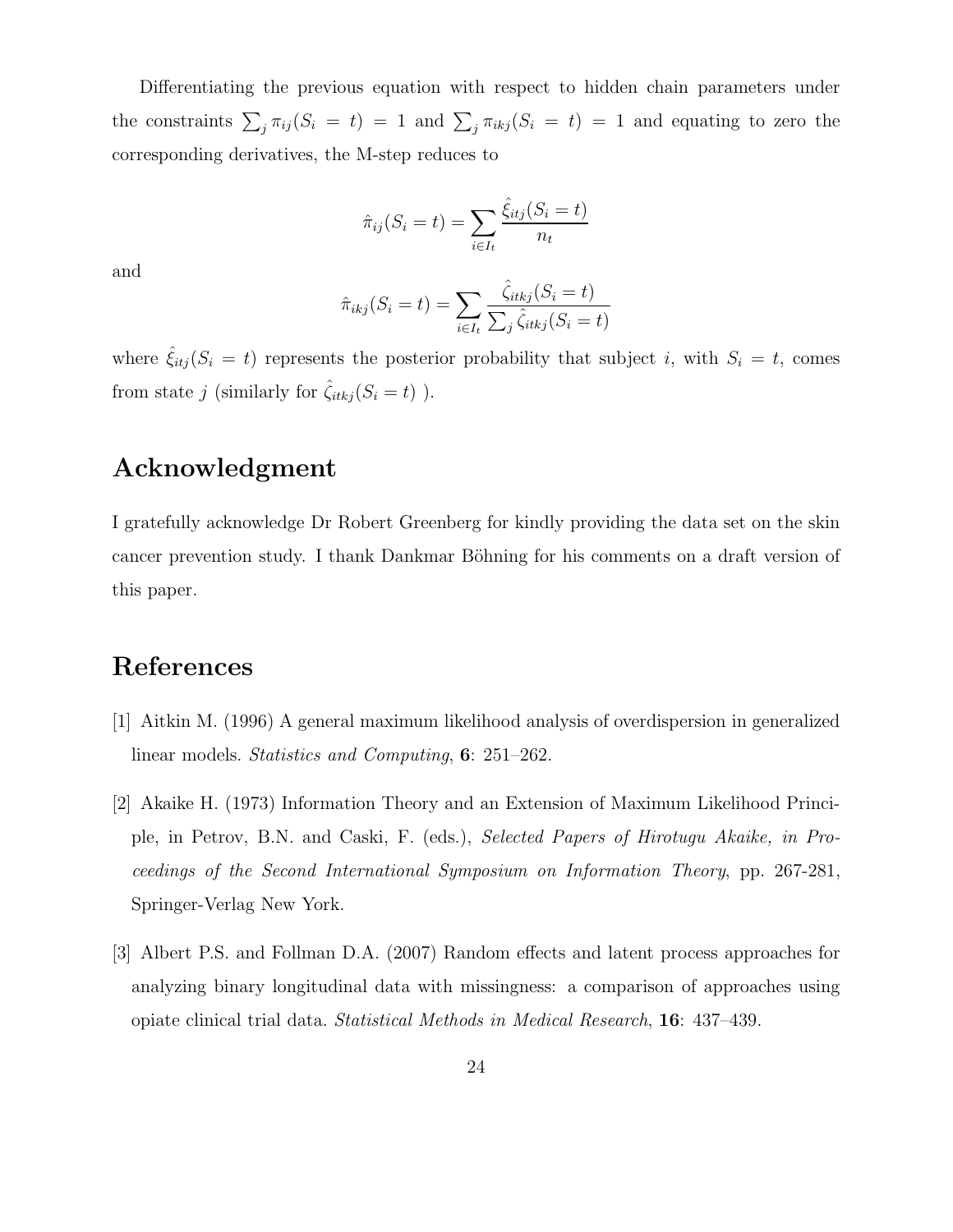Differentiating the previous equation with respect to hidden chain parameters under the constraints $\sum_j \pi_{ij}(S_i = t) = 1$ and $\sum_j \pi_{ikj}(S_i = t) = 1$ and equating to zero the corresponding derivatives, the M-step reduces to

$$\hat{\pi}_{ij}(S_i = t) = \sum_{i \in I_t} \frac{\hat{\xi}_{itj}(S_i = t)}{n_t}$$

and

$$\hat{\pi}_{ikj}(S_i = t) = \sum_{i \in I_t} \frac{\hat{\zeta}_{itkj}(S_i = t)}{\sum_j \hat{\zeta}_{itkj}(S_i = t)}$$

where $\hat{\xi}_{itj}(S_i = t)$ represents the posterior probability that subject $i$, with $S_i = t$, comes from state $j$ (similarly for $\hat{\zeta}_{itkj}(S_i = t)$ ).

## Acknowledgment

I gratefully acknowledge Dr Robert Greenberg for kindly providing the data set on the skin cancer prevention study. I thank Dankmar Böhning for his comments on a draft version of this paper.

## References

[1] Aitkin M. (1996) A general maximum likelihood analysis of overdispersion in generalized linear models. *Statistics and Computing*, **6**: 251–262.

[2] Akaike H. (1973) Information Theory and an Extension of Maximum Likelihood Principle, in Petrov, B.N. and Caski, F. (eds.), *Selected Papers of Hirotugu Akaike, in Proceedings of the Second International Symposium on Information Theory*, pp. 267-281, Springer-Verlag New York.

[3] Albert P.S. and Follman D.A. (2007) Random effects and latent process approaches for analyzing binary longitudinal data with missingness: a comparison of approaches using opiate clinical trial data. *Statistical Methods in Medical Research*, **16**: 437–439.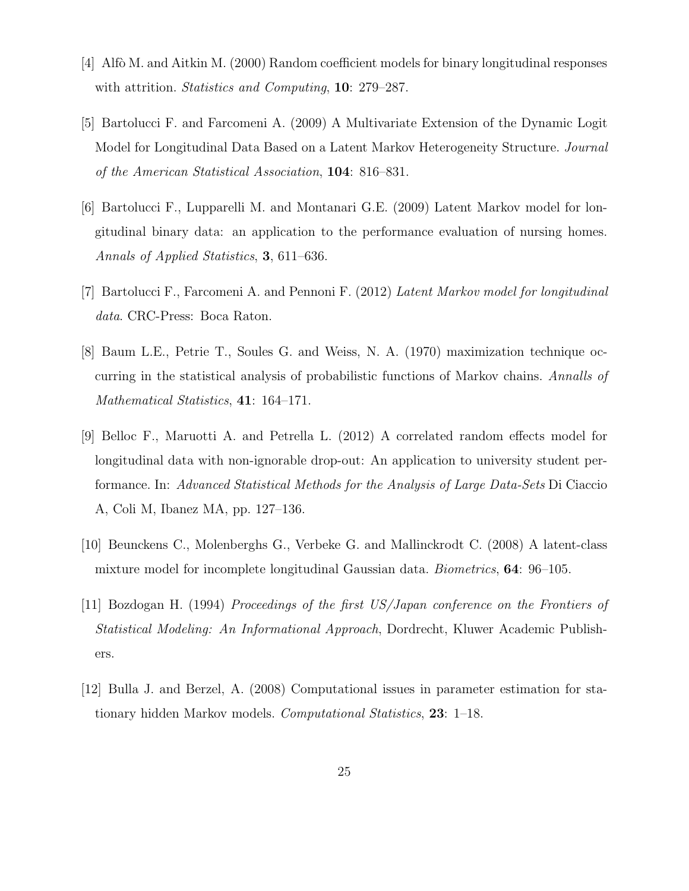[4] Alfò M. and Aitkin M. (2000) Random coefficient models for binary longitudinal responses with attrition. *Statistics and Computing*, **10**: 279–287.

[5] Bartolucci F. and Farcomeni A. (2009) A Multivariate Extension of the Dynamic Logit Model for Longitudinal Data Based on a Latent Markov Heterogeneity Structure. *Journal of the American Statistical Association*, **104**: 816–831.

[6] Bartolucci F., Lupparelli M. and Montanari G.E. (2009) Latent Markov model for longitudinal binary data: an application to the performance evaluation of nursing homes. *Annals of Applied Statistics*, **3**, 611–636.

[7] Bartolucci F., Farcomeni A. and Pennoni F. (2012) *Latent Markov model for longitudinal data*. CRC-Press: Boca Raton.

[8] Baum L.E., Petrie T., Soules G. and Weiss, N. A. (1970) maximization technique occurring in the statistical analysis of probabilistic functions of Markov chains. *Annalls of Mathematical Statistics*, **41**: 164–171.

[9] Belloc F., Maruotti A. and Petrella L. (2012) A correlated random effects model for longitudinal data with non-ignorable drop-out: An application to university student performance. In: *Advanced Statistical Methods for the Analysis of Large Data-Sets* Di Ciaccio A, Coli M, Ibanez MA, pp. 127–136.

[10] Beunckens C., Molenberghs G., Verbeke G. and Mallinckrodt C. (2008) A latent-class mixture model for incomplete longitudinal Gaussian data. *Biometrics*, **64**: 96–105.

[11] Bozdogan H. (1994) *Proceedings of the first US/Japan conference on the Frontiers of Statistical Modeling: An Informational Approach*, Dordrecht, Kluwer Academic Publishers.

[12] Bulla J. and Berzel, A. (2008) Computational issues in parameter estimation for stationary hidden Markov models. *Computational Statistics*, **23**: 1–18.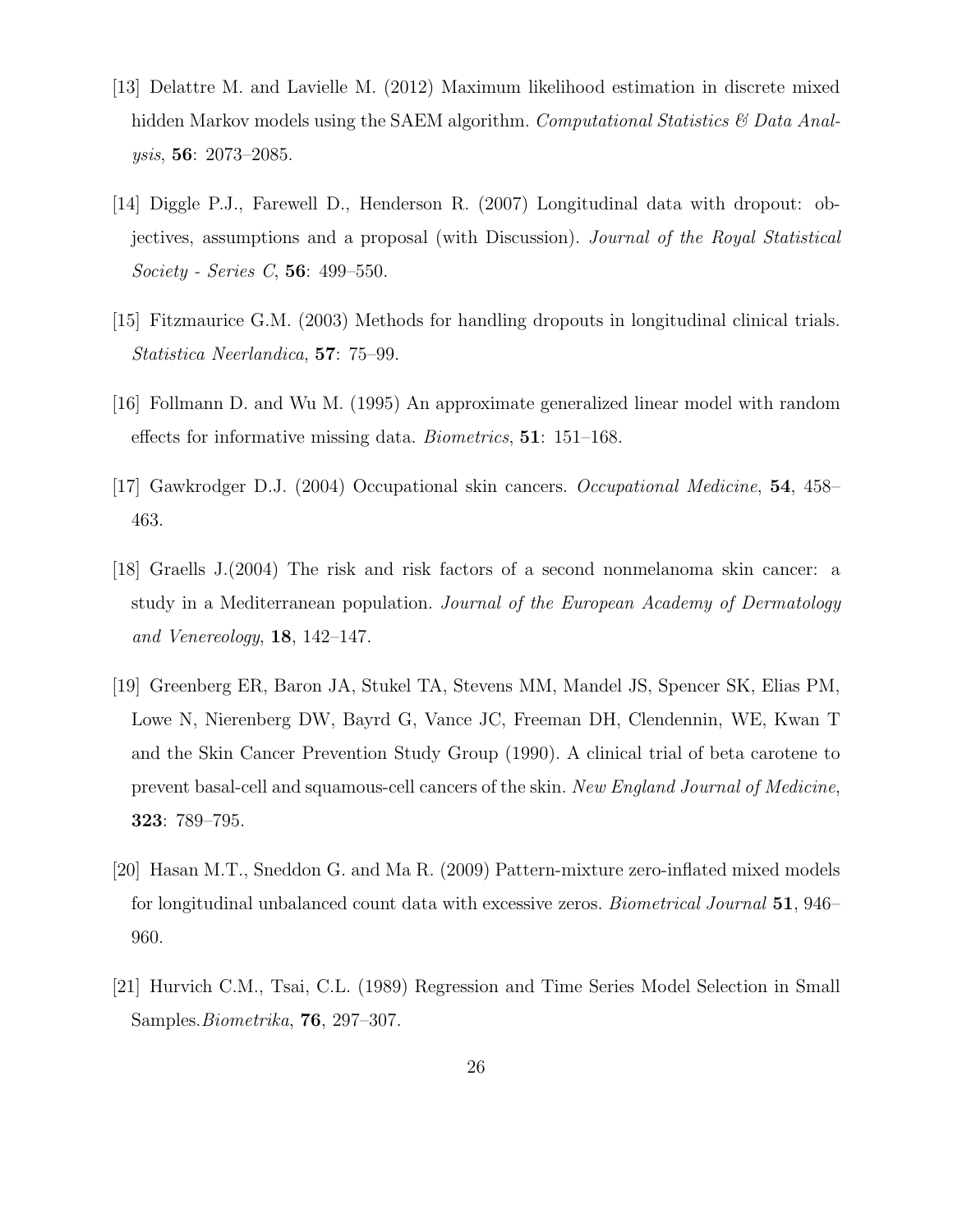[13] Delattre M. and Lavielle M. (2012) Maximum likelihood estimation in discrete mixed hidden Markov models using the SAEM algorithm. *Computational Statistics & Data Analysis*, **56**: 2073–2085.

[14] Diggle P.J., Farewell D., Henderson R. (2007) Longitudinal data with dropout: objectives, assumptions and a proposal (with Discussion). *Journal of the Royal Statistical Society - Series C*, **56**: 499–550.

[15] Fitzmaurice G.M. (2003) Methods for handling dropouts in longitudinal clinical trials. *Statistica Neerlandica*, **57**: 75–99.

[16] Follmann D. and Wu M. (1995) An approximate generalized linear model with random effects for informative missing data. *Biometrics*, **51**: 151–168.

[17] Gawkrodger D.J. (2004) Occupational skin cancers. *Occupational Medicine*, **54**, 458–463.

[18] Graells J.(2004) The risk and risk factors of a second nonmelanoma skin cancer: a study in a Mediterranean population. *Journal of the European Academy of Dermatology and Venereology*, **18**, 142–147.

[19] Greenberg ER, Baron JA, Stukel TA, Stevens MM, Mandel JS, Spencer SK, Elias PM, Lowe N, Nierenberg DW, Bayrd G, Vance JC, Freeman DH, Clendennin, WE, Kwan T and the Skin Cancer Prevention Study Group (1990). A clinical trial of beta carotene to prevent basal-cell and squamous-cell cancers of the skin. *New England Journal of Medicine*, **323**: 789–795.

[20] Hasan M.T., Sneddon G. and Ma R. (2009) Pattern-mixture zero-inflated mixed models for longitudinal unbalanced count data with excessive zeros. *Biometrical Journal* **51**, 946–960.

[21] Hurvich C.M., Tsai, C.L. (1989) Regression and Time Series Model Selection in Small Samples.*Biometrika*, **76**, 297–307.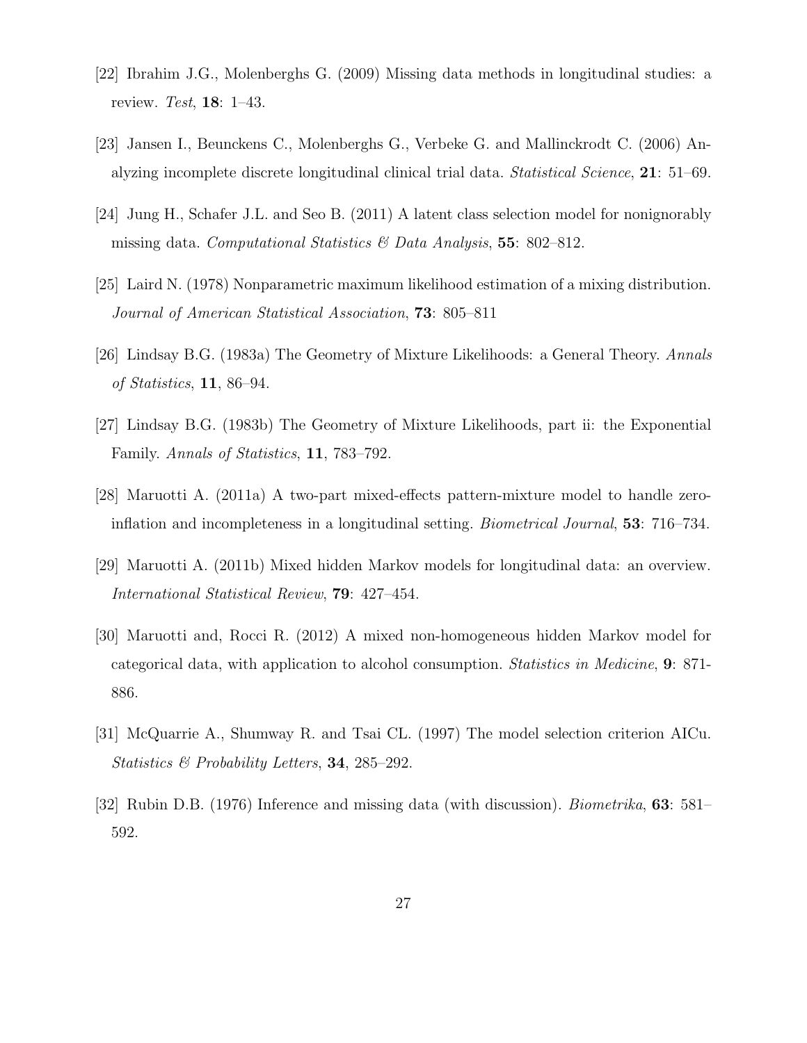[22] Ibrahim J.G., Molenberghs G. (2009) Missing data methods in longitudinal studies: a review. *Test*, **18**: 1–43.

[23] Jansen I., Beunckens C., Molenberghs G., Verbeke G. and Mallinckrodt C. (2006) Analyzing incomplete discrete longitudinal clinical trial data. *Statistical Science*, **21**: 51–69.

[24] Jung H., Schafer J.L. and Seo B. (2011) A latent class selection model for nonignorably missing data. *Computational Statistics & Data Analysis*, **55**: 802–812.

[25] Laird N. (1978) Nonparametric maximum likelihood estimation of a mixing distribution. *Journal of American Statistical Association*, **73**: 805–811

[26] Lindsay B.G. (1983a) The Geometry of Mixture Likelihoods: a General Theory. *Annals of Statistics*, **11**, 86–94.

[27] Lindsay B.G. (1983b) The Geometry of Mixture Likelihoods, part ii: the Exponential Family. *Annals of Statistics*, **11**, 783–792.

[28] Maruotti A. (2011a) A two-part mixed-effects pattern-mixture model to handle zero-inflation and incompleteness in a longitudinal setting. *Biometrical Journal*, **53**: 716–734.

[29] Maruotti A. (2011b) Mixed hidden Markov models for longitudinal data: an overview. *International Statistical Review*, **79**: 427–454.

[30] Maruotti and, Rocci R. (2012) A mixed non-homogeneous hidden Markov model for categorical data, with application to alcohol consumption. *Statistics in Medicine*, **9**: 871-886.

[31] McQuarrie A., Shumway R. and Tsai CL. (1997) The model selection criterion AICu. *Statistics & Probability Letters*, **34**, 285–292.

[32] Rubin D.B. (1976) Inference and missing data (with discussion). *Biometrika*, **63**: 581–592.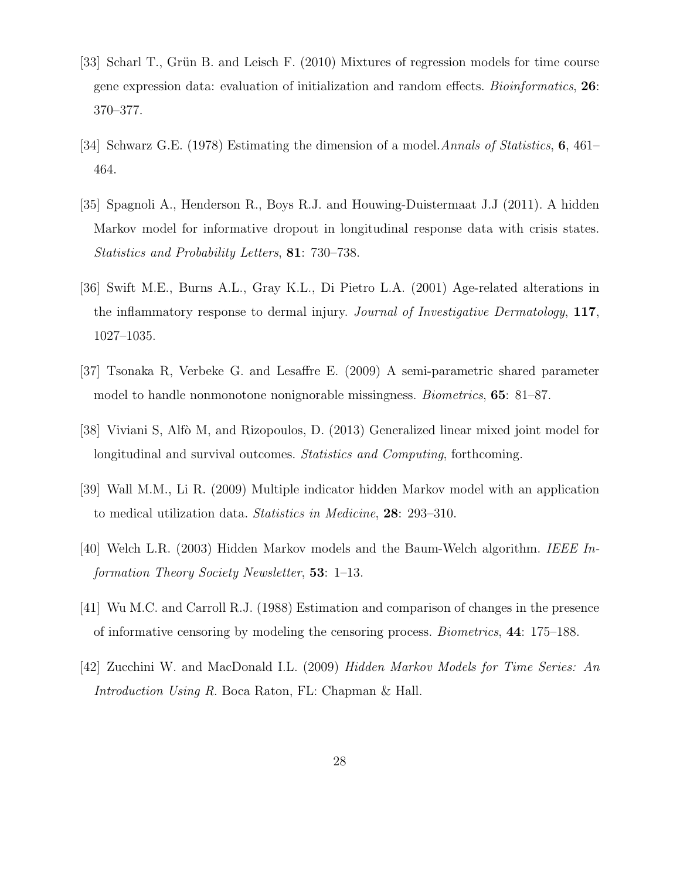[33] Scharl T., Grün B. and Leisch F. (2010) Mixtures of regression models for time course gene expression data: evaluation of initialization and random effects. *Bioinformatics*, **26**: 370–377.

[34] Schwarz G.E. (1978) Estimating the dimension of a model.*Annals of Statistics*, **6**, 461–464.

[35] Spagnoli A., Henderson R., Boys R.J. and Houwing-Duistermaat J.J (2011). A hidden Markov model for informative dropout in longitudinal response data with crisis states. *Statistics and Probability Letters*, **81**: 730–738.

[36] Swift M.E., Burns A.L., Gray K.L., Di Pietro L.A. (2001) Age-related alterations in the inflammatory response to dermal injury. *Journal of Investigative Dermatology*, **117**, 1027–1035.

[37] Tsonaka R, Verbeke G. and Lesaffre E. (2009) A semi-parametric shared parameter model to handle nonmonotone nonignorable missingness. *Biometrics*, **65**: 81–87.

[38] Viviani S, Alfò M, and Rizopoulos, D. (2013) Generalized linear mixed joint model for longitudinal and survival outcomes. *Statistics and Computing*, forthcoming.

[39] Wall M.M., Li R. (2009) Multiple indicator hidden Markov model with an application to medical utilization data. *Statistics in Medicine*, **28**: 293–310.

[40] Welch L.R. (2003) Hidden Markov models and the Baum-Welch algorithm. *IEEE Information Theory Society Newsletter*, **53**: 1–13.

[41] Wu M.C. and Carroll R.J. (1988) Estimation and comparison of changes in the presence of informative censoring by modeling the censoring process. *Biometrics*, **44**: 175–188.

[42] Zucchini W. and MacDonald I.L. (2009) *Hidden Markov Models for Time Series: An Introduction Using R.* Boca Raton, FL: Chapman & Hall.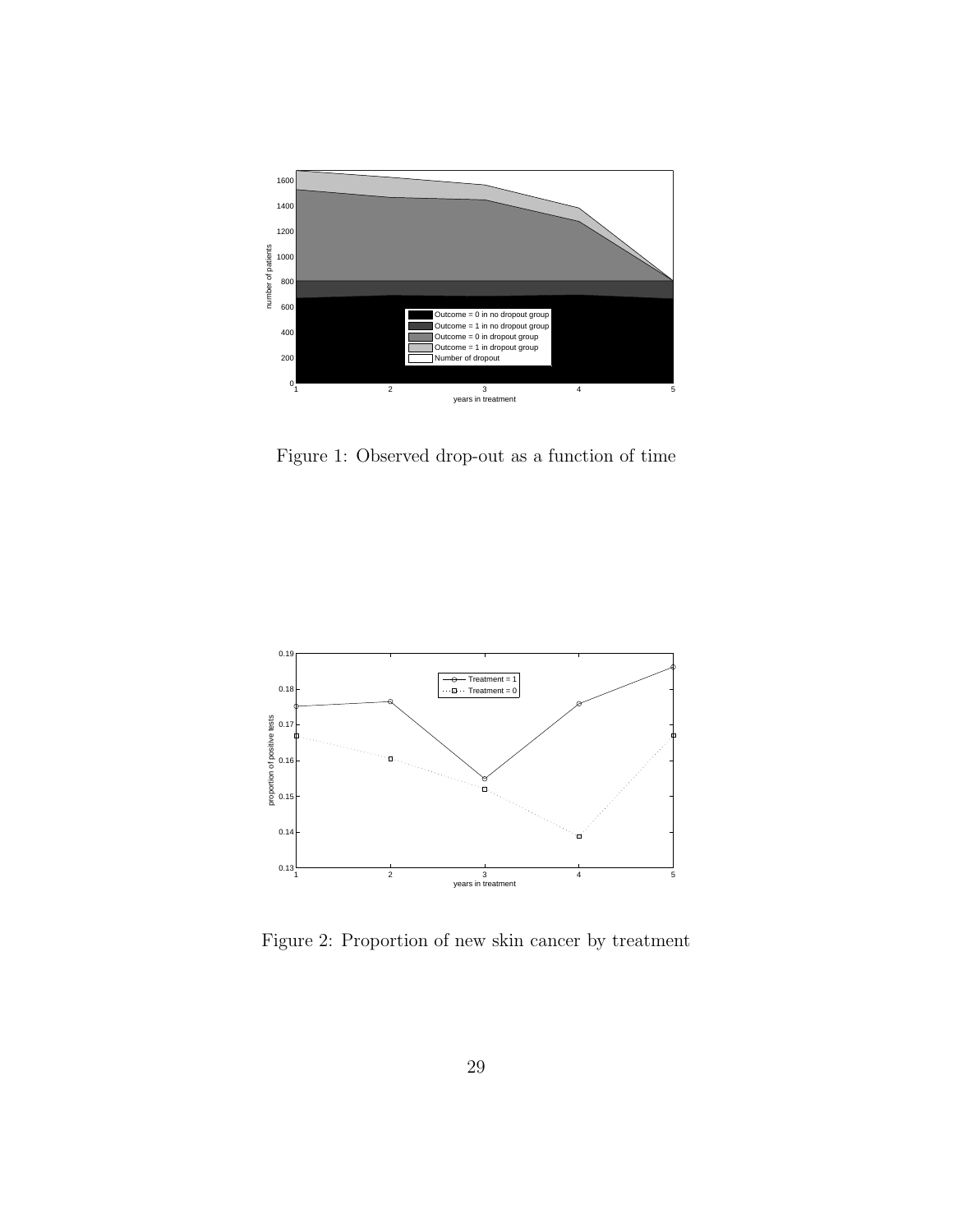Figure 1: Observed drop-out as a function of time

Figure 2: Proportion of new skin cancer by treatment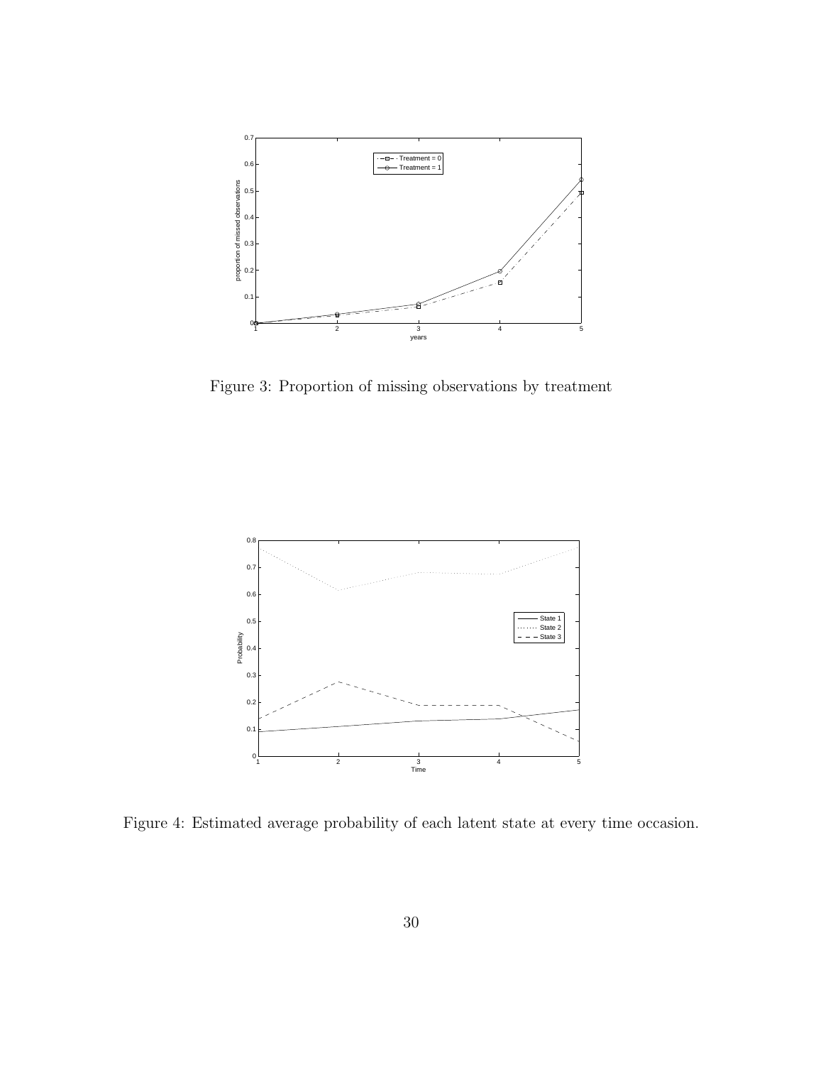Figure 3: Proportion of missing observations by treatment

Figure 4: Estimated average probability of each latent state at every time occasion.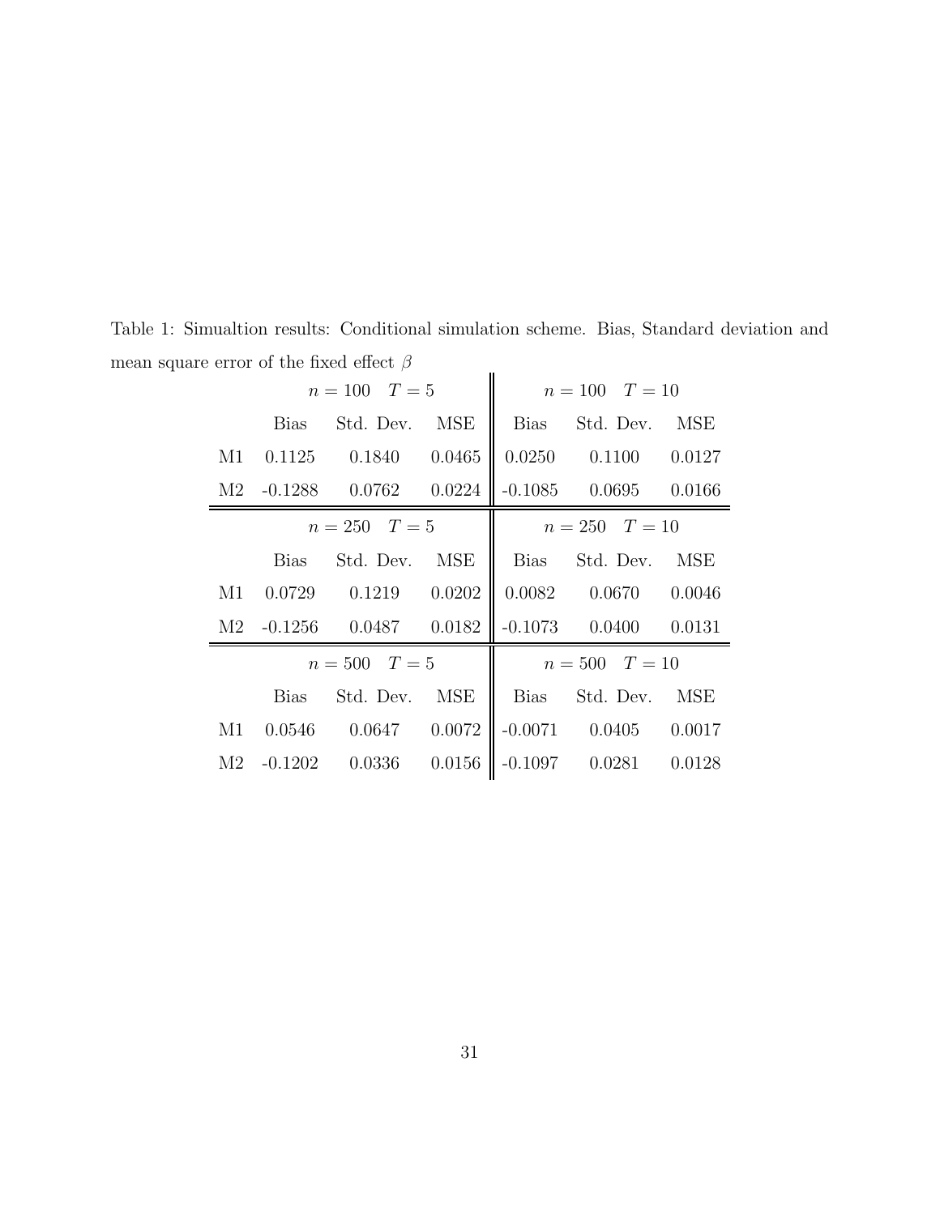Table 1: Simualtion results: Conditional simulation scheme. Bias, Standard deviation and mean square error of the fixed effect $\beta$

| | $n = 100$ $T = 5$ | | | $n = 100$ $T = 10$ | | |
|---|---|---|---|---|---|---|
| | Bias | Std. Dev. | MSE | Bias | Std. Dev. | MSE |
| M1 | 0.1125 | 0.1840 | 0.0465 | 0.0250 | 0.1100 | 0.0127 |
| M2 | -0.1288 | 0.0762 | 0.0224 | -0.1085 | 0.0695 | 0.0166 |
| | $n = 250$ $T = 5$ | | | $n = 250$ $T = 10$ | | |
| | Bias | Std. Dev. | MSE | Bias | Std. Dev. | MSE |
| M1 | 0.0729 | 0.1219 | 0.0202 | 0.0082 | 0.0670 | 0.0046 |
| M2 | -0.1256 | 0.0487 | 0.0182 | -0.1073 | 0.0400 | 0.0131 |
| | $n = 500$ $T = 5$ | | | $n = 500$ $T = 10$ | | |
| | Bias | Std. Dev. | MSE | Bias | Std. Dev. | MSE |
| M1 | 0.0546 | 0.0647 | 0.0072 | -0.0071 | 0.0405 | 0.0017 |
| M2 | -0.1202 | 0.0336 | 0.0156 | -0.1097 | 0.0281 | 0.0128 |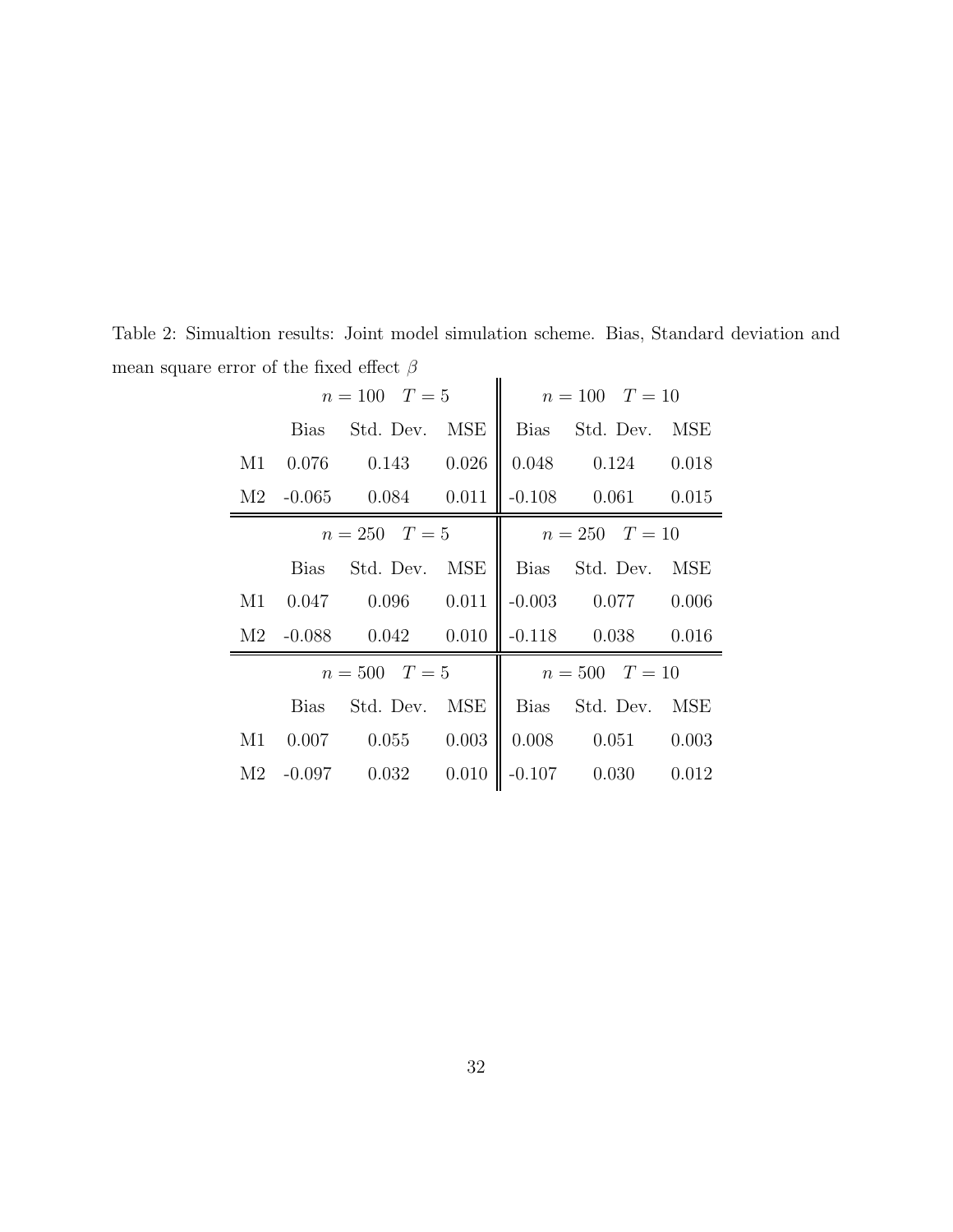Table 2: Simualtion results: Joint model simulation scheme. Bias, Standard deviation and mean square error of the fixed effect $\beta$

| | $n = 100 \quad T = 5$ | | | $n = 100 \quad T = 10$ | | |
|---|---|---|---|---|---|---|
| | Bias | Std. Dev. | MSE | Bias | Std. Dev. | MSE |
| M1 | 0.076 | 0.143 | 0.026 | 0.048 | 0.124 | 0.018 |
| M2 | -0.065 | 0.084 | 0.011 | -0.108 | 0.061 | 0.015 |
| | $n = 250 \quad T = 5$ | | | $n = 250 \quad T = 10$ | | |
| | Bias | Std. Dev. | MSE | Bias | Std. Dev. | MSE |
| M1 | 0.047 | 0.096 | 0.011 | -0.003 | 0.077 | 0.006 |
| M2 | -0.088 | 0.042 | 0.010 | -0.118 | 0.038 | 0.016 |
| | $n = 500 \quad T = 5$ | | | $n = 500 \quad T = 10$ | | |
| | Bias | Std. Dev. | MSE | Bias | Std. Dev. | MSE |
| M1 | 0.007 | 0.055 | 0.003 | 0.008 | 0.051 | 0.003 |
| M2 | -0.097 | 0.032 | 0.010 | -0.107 | 0.030 | 0.012 |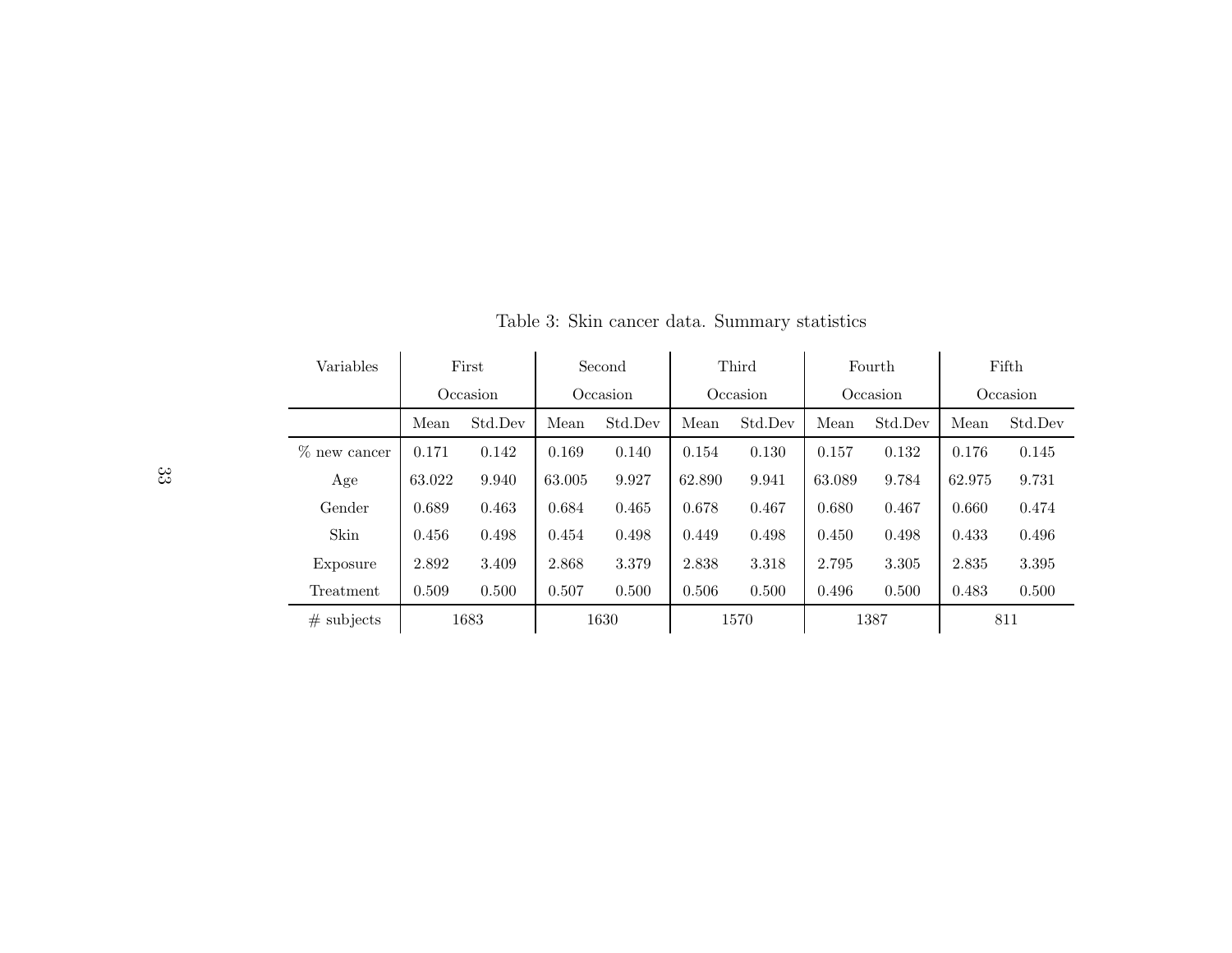Table 3: Skin cancer data. Summary statistics

| Variables | First Occasion | | Second Occasion | | Third Occasion | | Fourth Occasion | | Fifth Occasion | |
|---|---|---|---|---|---|---|---|---|---|---|
| | Mean | Std.Dev | Mean | Std.Dev | Mean | Std.Dev | Mean | Std.Dev | Mean | Std.Dev |
| % new cancer | 0.171 | 0.142 | 0.169 | 0.140 | 0.154 | 0.130 | 0.157 | 0.132 | 0.176 | 0.145 |
| Age | 63.022 | 9.940 | 63.005 | 9.927 | 62.890 | 9.941 | 63.089 | 9.784 | 62.975 | 9.731 |
| Gender | 0.689 | 0.463 | 0.684 | 0.465 | 0.678 | 0.467 | 0.680 | 0.467 | 0.660 | 0.474 |
| Skin | 0.456 | 0.498 | 0.454 | 0.498 | 0.449 | 0.498 | 0.450 | 0.498 | 0.433 | 0.496 |
| Exposure | 2.892 | 3.409 | 2.868 | 3.379 | 2.838 | 3.318 | 2.795 | 3.305 | 2.835 | 3.395 |
| Treatment | 0.509 | 0.500 | 0.507 | 0.500 | 0.506 | 0.500 | 0.496 | 0.500 | 0.483 | 0.500 |
| # subjects | 1683 | | 1630 | | 1570 | | 1387 | | 811 | |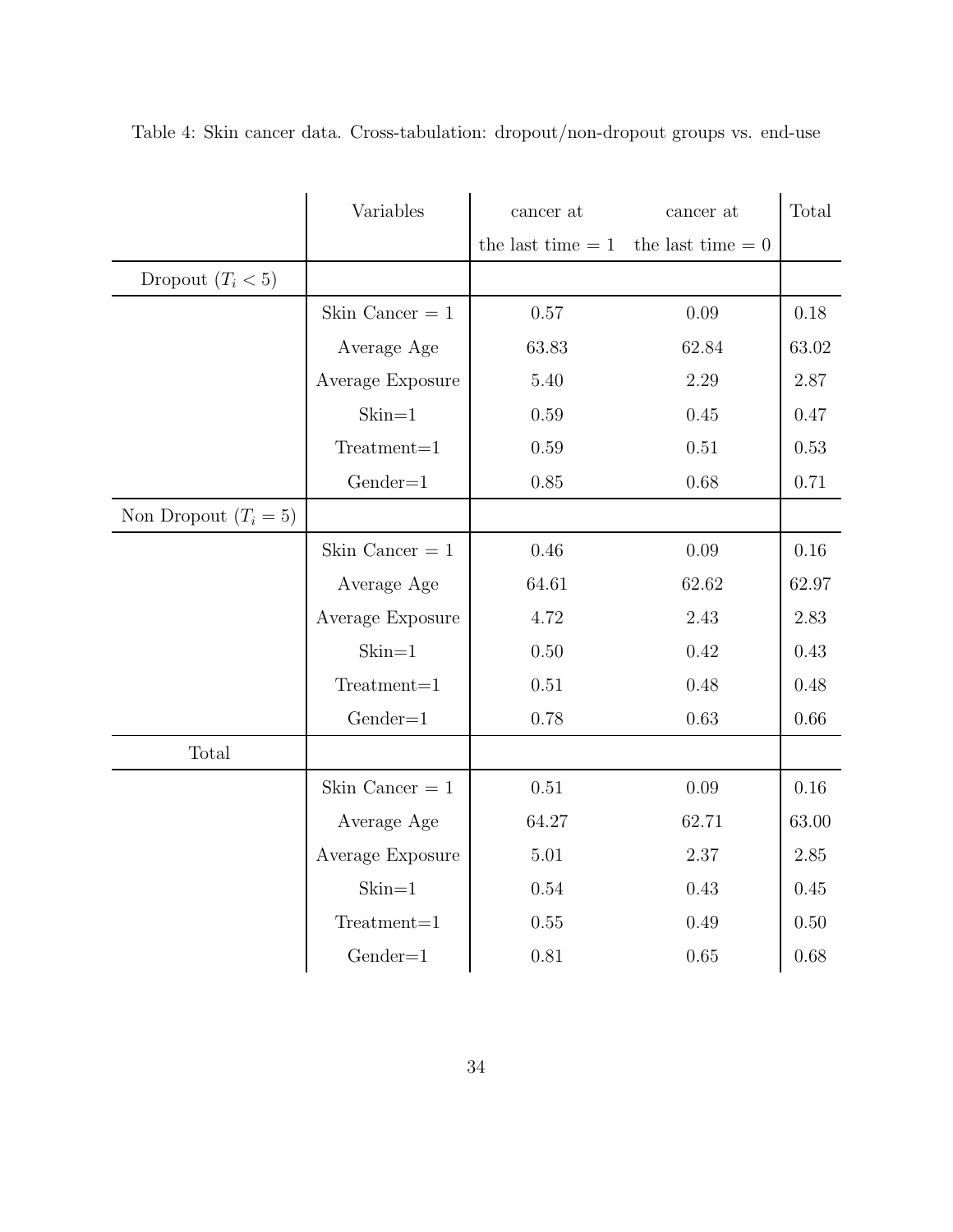Table 4: Skin cancer data. Cross-tabulation: dropout/non-dropout groups vs. end-use

| | Variables | cancer at the last time = 1 | cancer at the last time = 0 | Total |
|---|---|---|---|---|
| Dropout ($T_i < 5$) | | | | |
| | Skin Cancer = 1 | 0.57 | 0.09 | 0.18 |
| | Average Age | 63.83 | 62.84 | 63.02 |
| | Average Exposure | 5.40 | 2.29 | 2.87 |
| | Skin=1 | 0.59 | 0.45 | 0.47 |
| | Treatment=1 | 0.59 | 0.51 | 0.53 |
| | Gender=1 | 0.85 | 0.68 | 0.71 |
| Non Dropout ($T_i = 5$) | | | | |
| | Skin Cancer = 1 | 0.46 | 0.09 | 0.16 |
| | Average Age | 64.61 | 62.62 | 62.97 |
| | Average Exposure | 4.72 | 2.43 | 2.83 |
| | Skin=1 | 0.50 | 0.42 | 0.43 |
| | Treatment=1 | 0.51 | 0.48 | 0.48 |
| | Gender=1 | 0.78 | 0.63 | 0.66 |
| Total | | | | |
| | Skin Cancer = 1 | 0.51 | 0.09 | 0.16 |
| | Average Age | 64.27 | 62.71 | 63.00 |
| | Average Exposure | 5.01 | 2.37 | 2.85 |
| | Skin=1 | 0.54 | 0.43 | 0.45 |
| | Treatment=1 | 0.55 | 0.49 | 0.50 |
| | Gender=1 | 0.81 | 0.65 | 0.68 |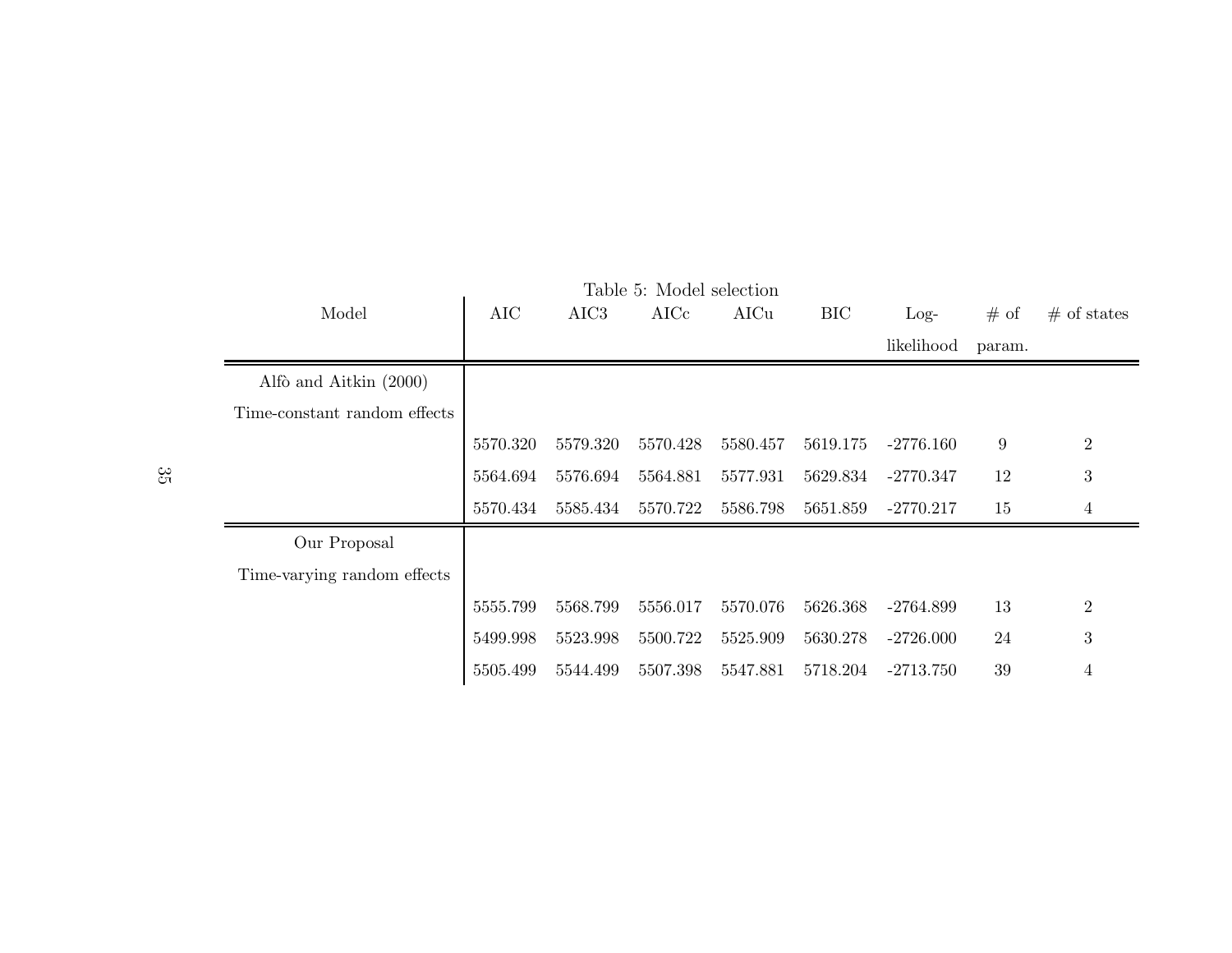Table 5: Model selection

| Model | AIC | AIC3 | AICc | AICu | BIC | Log-likelihood | # of param. | # of states |
|---|---|---|---|---|---|---|---|---|
| Alfò and Aitkin (2000) | | | | | | | | |
| Time-constant random effects | | | | | | | | |
| | 5570.320 | 5579.320 | 5570.428 | 5580.457 | 5619.175 | -2776.160 | 9 | 2 |
| | 5564.694 | 5576.694 | 5564.881 | 5577.931 | 5629.834 | -2770.347 | 12 | 3 |
| | 5570.434 | 5585.434 | 5570.722 | 5586.798 | 5651.859 | -2770.217 | 15 | 4 |
| Our Proposal | | | | | | | | |
| Time-varying random effects | | | | | | | | |
| | 5555.799 | 5568.799 | 5556.017 | 5570.076 | 5626.368 | -2764.899 | 13 | 2 |
| | 5499.998 | 5523.998 | 5500.722 | 5525.909 | 5630.278 | -2726.000 | 24 | 3 |
| | 5505.499 | 5544.499 | 5507.398 | 5547.881 | 5718.204 | -2713.750 | 39 | 4 |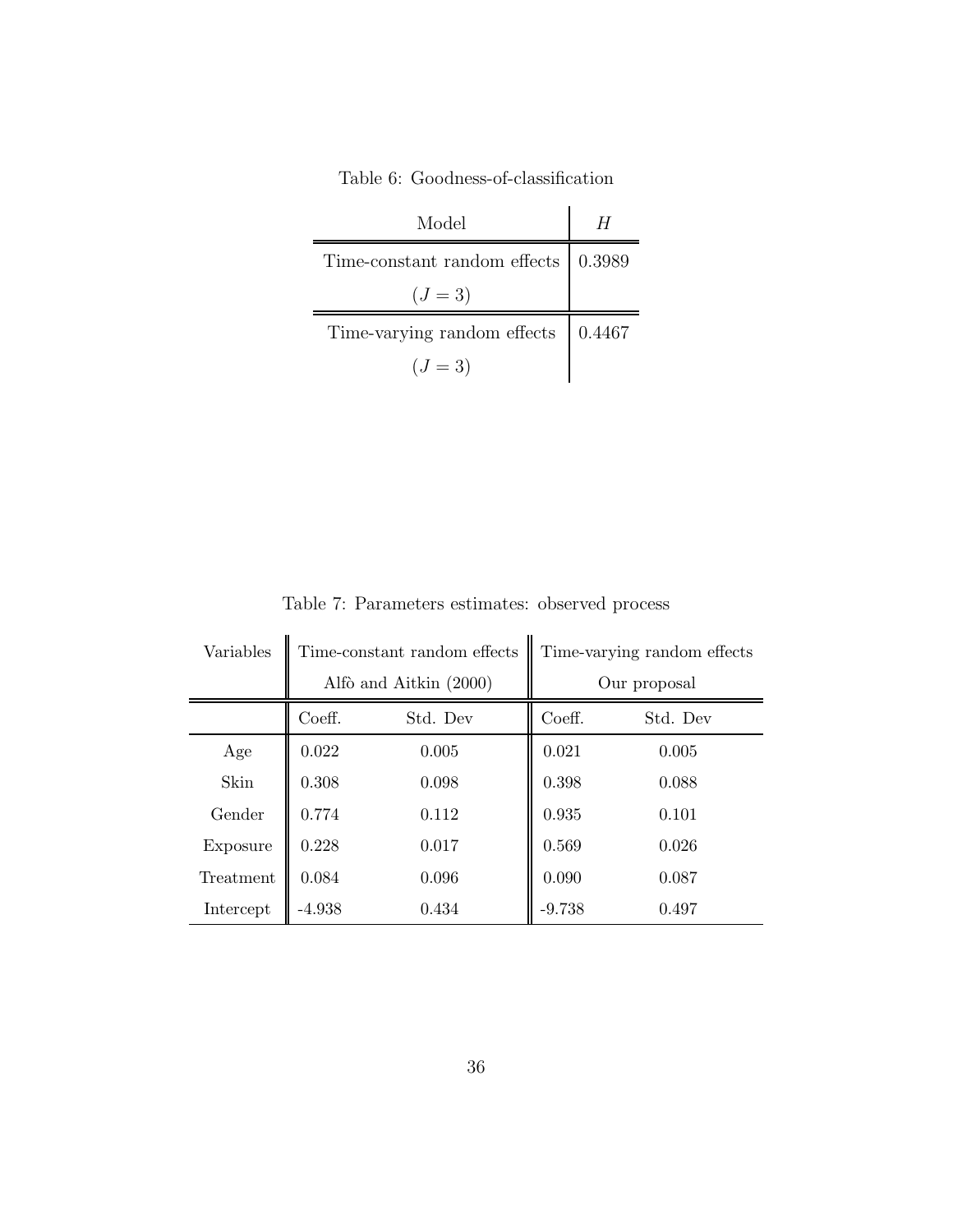Table 6: Goodness-of-classification

| Model | $H$ |
|---|---|
| Time-constant random effects ($J = 3$) | 0.3989 |
| Time-varying random effects ($J = 3$) | 0.4467 |

Table 7: Parameters estimates: observed process

| Variables | Time-constant random effects Alfò and Aitkin (2000) | | Time-varying random effects Our proposal | |
|---|---|---|---|---|
| | Coeff. | Std. Dev | Coeff. | Std. Dev |
| Age | 0.022 | 0.005 | 0.021 | 0.005 |
| Skin | 0.308 | 0.098 | 0.398 | 0.088 |
| Gender | 0.774 | 0.112 | 0.935 | 0.101 |
| Exposure | 0.228 | 0.017 | 0.569 | 0.026 |
| Treatment | 0.084 | 0.096 | 0.090 | 0.087 |
| Intercept | -4.938 | 0.434 | -9.738 | 0.497 |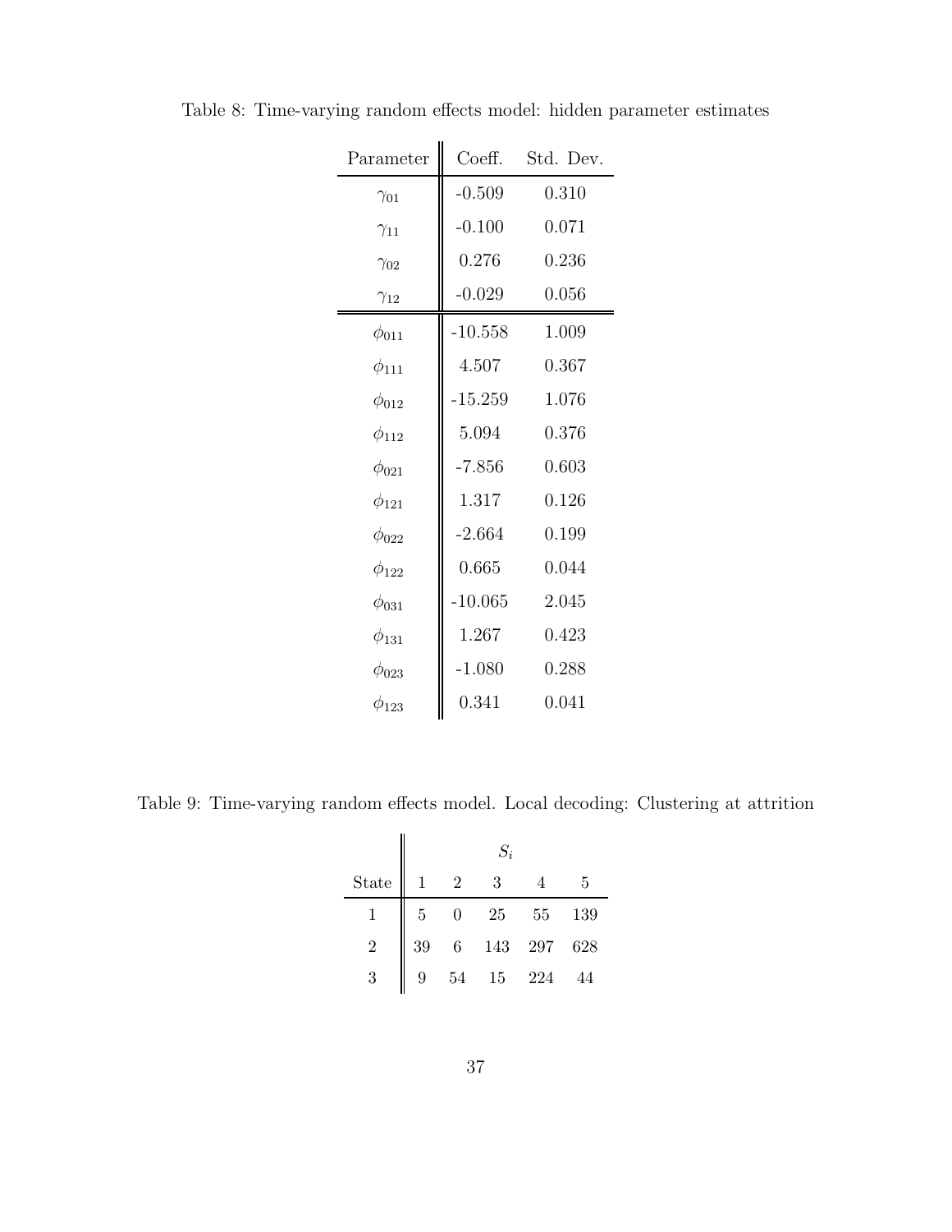Table 8: Time-varying random effects model: hidden parameter estimates

| Parameter | Coeff. | Std. Dev. |
|---|---|---|
| $\gamma_{01}$ | -0.509 | 0.310 |
| $\gamma_{11}$ | -0.100 | 0.071 |
| $\gamma_{02}$ | 0.276 | 0.236 |
| $\gamma_{12}$ | -0.029 | 0.056 |
| $\phi_{011}$ | -10.558 | 1.009 |
| $\phi_{111}$ | 4.507 | 0.367 |
| $\phi_{012}$ | -15.259 | 1.076 |
| $\phi_{112}$ | 5.094 | 0.376 |
| $\phi_{021}$ | -7.856 | 0.603 |
| $\phi_{121}$ | 1.317 | 0.126 |
| $\phi_{022}$ | -2.664 | 0.199 |
| $\phi_{122}$ | 0.665 | 0.044 |
| $\phi_{031}$ | -10.065 | 2.045 |
| $\phi_{131}$ | 1.267 | 0.423 |
| $\phi_{023}$ | -1.080 | 0.288 |
| $\phi_{123}$ | 0.341 | 0.041 |

Table 9: Time-varying random effects model. Local decoding: Clustering at attrition

| | $S_i$ | | | | |
|---|---|---|---|---|---|
| State | 1 | 2 | 3 | 4 | 5 |
| 1 | 5 | 0 | 25 | 55 | 139 |
| 2 | 39 | 6 | 143 | 297 | 628 |
| 3 | 9 | 54 | 15 | 224 | 44 |